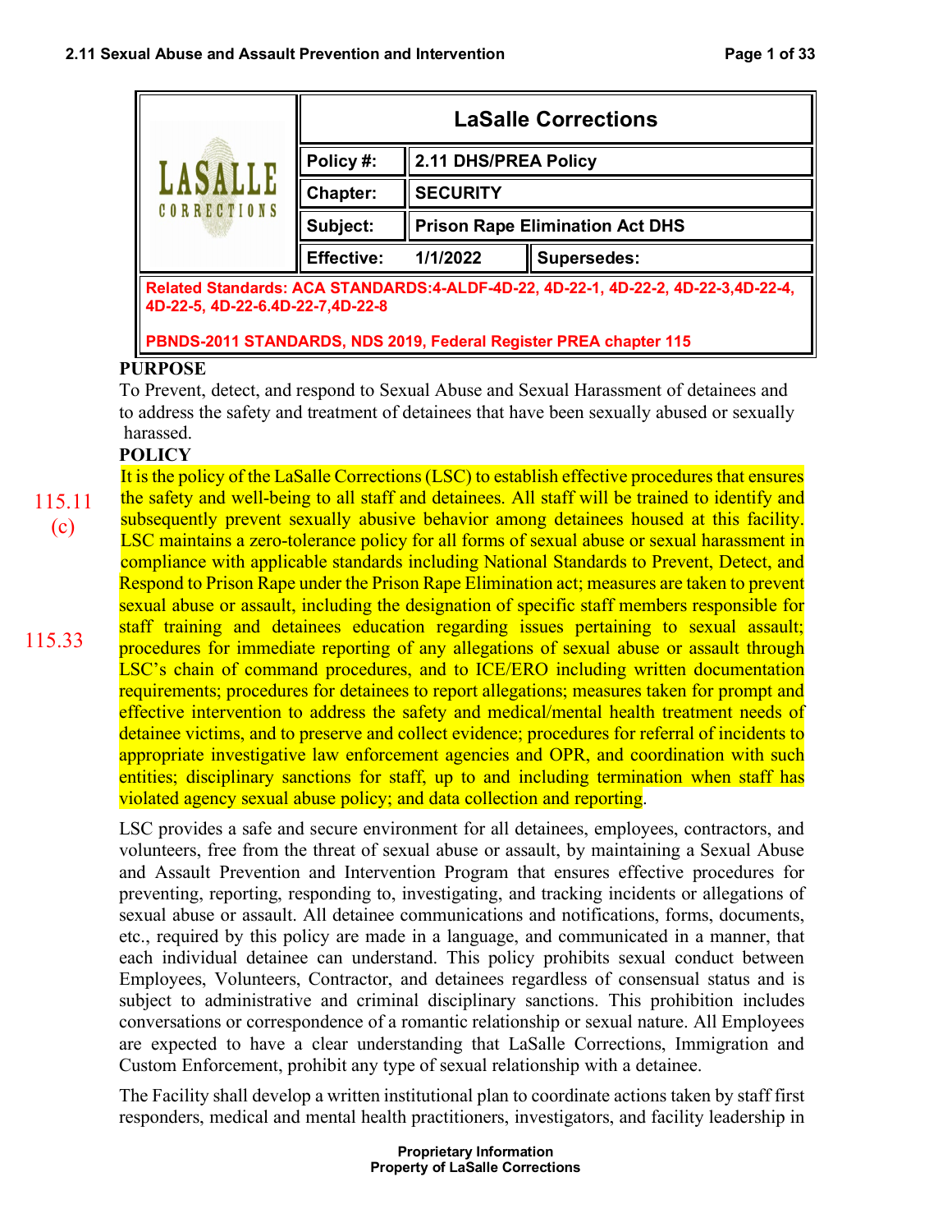| LaSalle Corrections | | |
|---|---|---|
| Policy #: | 2.11 DHS/PREA Policy | |
| Chapter: | SECURITY | |
| Subject: | Prison Rape Elimination Act DHS | |
| Effective: 1/1/2022 | Supersedes: | |

**Related Standards: ACA STANDARDS:4-ALDF-4D-22, 4D-22-1, 4D-22-2, 4D-22-3,4D-22-4, 4D-22-5, 4D-22-6.4D-22-7,4D-22-8**

**PBNDS-2011 STANDARDS, NDS 2019, Federal Register PREA chapter 115**

## PURPOSE

To Prevent, detect, and respond to Sexual Abuse and Sexual Harassment of detainees and to address the safety and treatment of detainees that have been sexually abused or sexually harassed.

## POLICY

115.11 (c)

115.33

It is the policy of the LaSalle Corrections (LSC) to establish effective procedures that ensures the safety and well-being to all staff and detainees. All staff will be trained to identify and subsequently prevent sexually abusive behavior among detainees housed at this facility. LSC maintains a zero-tolerance policy for all forms of sexual abuse or sexual harassment in compliance with applicable standards including National Standards to Prevent, Detect, and Respond to Prison Rape under the Prison Rape Elimination act; measures are taken to prevent sexual abuse or assault, including the designation of specific staff members responsible for staff training and detainees education regarding issues pertaining to sexual assault; procedures for immediate reporting of any allegations of sexual abuse or assault through LSC's chain of command procedures, and to ICE/ERO including written documentation requirements; procedures for detainees to report allegations; measures taken for prompt and effective intervention to address the safety and medical/mental health treatment needs of detainee victims, and to preserve and collect evidence; procedures for referral of incidents to appropriate investigative law enforcement agencies and OPR, and coordination with such entities; disciplinary sanctions for staff, up to and including termination when staff has violated agency sexual abuse policy; and data collection and reporting.

LSC provides a safe and secure environment for all detainees, employees, contractors, and volunteers, free from the threat of sexual abuse or assault, by maintaining a Sexual Abuse and Assault Prevention and Intervention Program that ensures effective procedures for preventing, reporting, responding to, investigating, and tracking incidents or allegations of sexual abuse or assault. All detainee communications and notifications, forms, documents, etc., required by this policy are made in a language, and communicated in a manner, that each individual detainee can understand. This policy prohibits sexual conduct between Employees, Volunteers, Contractor, and detainees regardless of consensual status and is subject to administrative and criminal disciplinary sanctions. This prohibition includes conversations or correspondence of a romantic relationship or sexual nature. All Employees are expected to have a clear understanding that LaSalle Corrections, Immigration and Custom Enforcement, prohibit any type of sexual relationship with a detainee.

The Facility shall develop a written institutional plan to coordinate actions taken by staff first responders, medical and mental health practitioners, investigators, and facility leadership in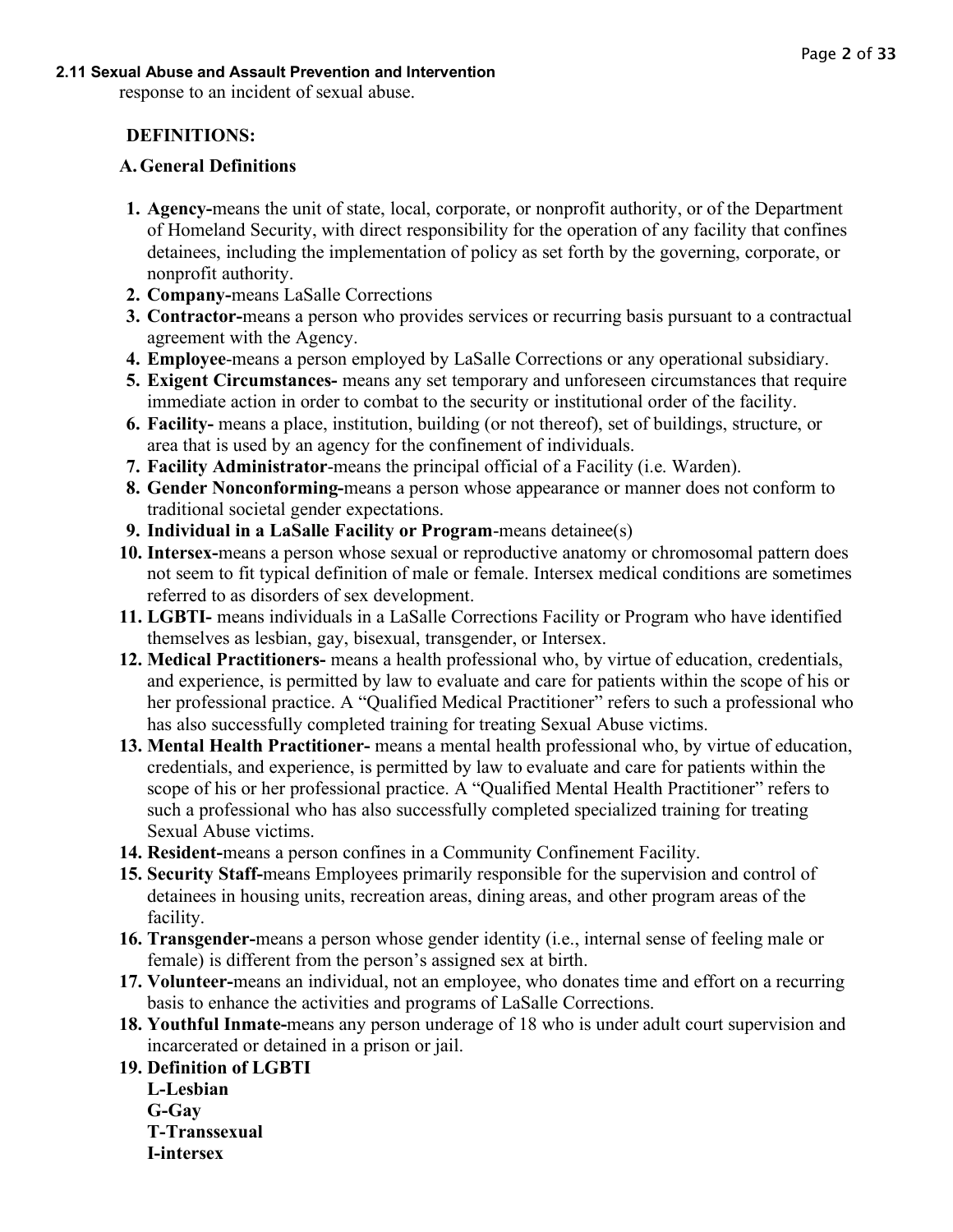response to an incident of sexual abuse.

**DEFINITIONS:**

**A. General Definitions**

1. **Agency-**means the unit of state, local, corporate, or nonprofit authority, or of the Department of Homeland Security, with direct responsibility for the operation of any facility that confines detainees, including the implementation of policy as set forth by the governing, corporate, or nonprofit authority.
2. **Company-**means LaSalle Corrections
3. **Contractor-**means a person who provides services or recurring basis pursuant to a contractual agreement with the Agency.
4. **Employee**-means a person employed by LaSalle Corrections or any operational subsidiary.
5. **Exigent Circumstances-** means any set temporary and unforeseen circumstances that require immediate action in order to combat to the security or institutional order of the facility.
6. **Facility-** means a place, institution, building (or not thereof), set of buildings, structure, or area that is used by an agency for the confinement of individuals.
7. **Facility Administrator**-means the principal official of a Facility (i.e. Warden).
8. **Gender Nonconforming-**means a person whose appearance or manner does not conform to traditional societal gender expectations.
9. **Individual in a LaSalle Facility or Program**-means detainee(s)
10. **Intersex-**means a person whose sexual or reproductive anatomy or chromosomal pattern does not seem to fit typical definition of male or female. Intersex medical conditions are sometimes referred to as disorders of sex development.
11. **LGBTI-** means individuals in a LaSalle Corrections Facility or Program who have identified themselves as lesbian, gay, bisexual, transgender, or Intersex.
12. **Medical Practitioners-** means a health professional who, by virtue of education, credentials, and experience, is permitted by law to evaluate and care for patients within the scope of his or her professional practice. A "Qualified Medical Practitioner" refers to such a professional who has also successfully completed training for treating Sexual Abuse victims.
13. **Mental Health Practitioner-** means a mental health professional who, by virtue of education, credentials, and experience, is permitted by law to evaluate and care for patients within the scope of his or her professional practice. A "Qualified Mental Health Practitioner" refers to such a professional who has also successfully completed specialized training for treating Sexual Abuse victims.
14. **Resident-**means a person confines in a Community Confinement Facility.
15. **Security Staff-**means Employees primarily responsible for the supervision and control of detainees in housing units, recreation areas, dining areas, and other program areas of the facility.
16. **Transgender-**means a person whose gender identity (i.e., internal sense of feeling male or female) is different from the person's assigned sex at birth.
17. **Volunteer-**means an individual, not an employee, who donates time and effort on a recurring basis to enhance the activities and programs of LaSalle Corrections.
18. **Youthful Inmate-**means any person underage of 18 who is under adult court supervision and incarcerated or detained in a prison or jail.
19. **Definition of LGBTI**
    **L-Lesbian**
    **G-Gay**
    **T-Transsexual**
    **I-intersex**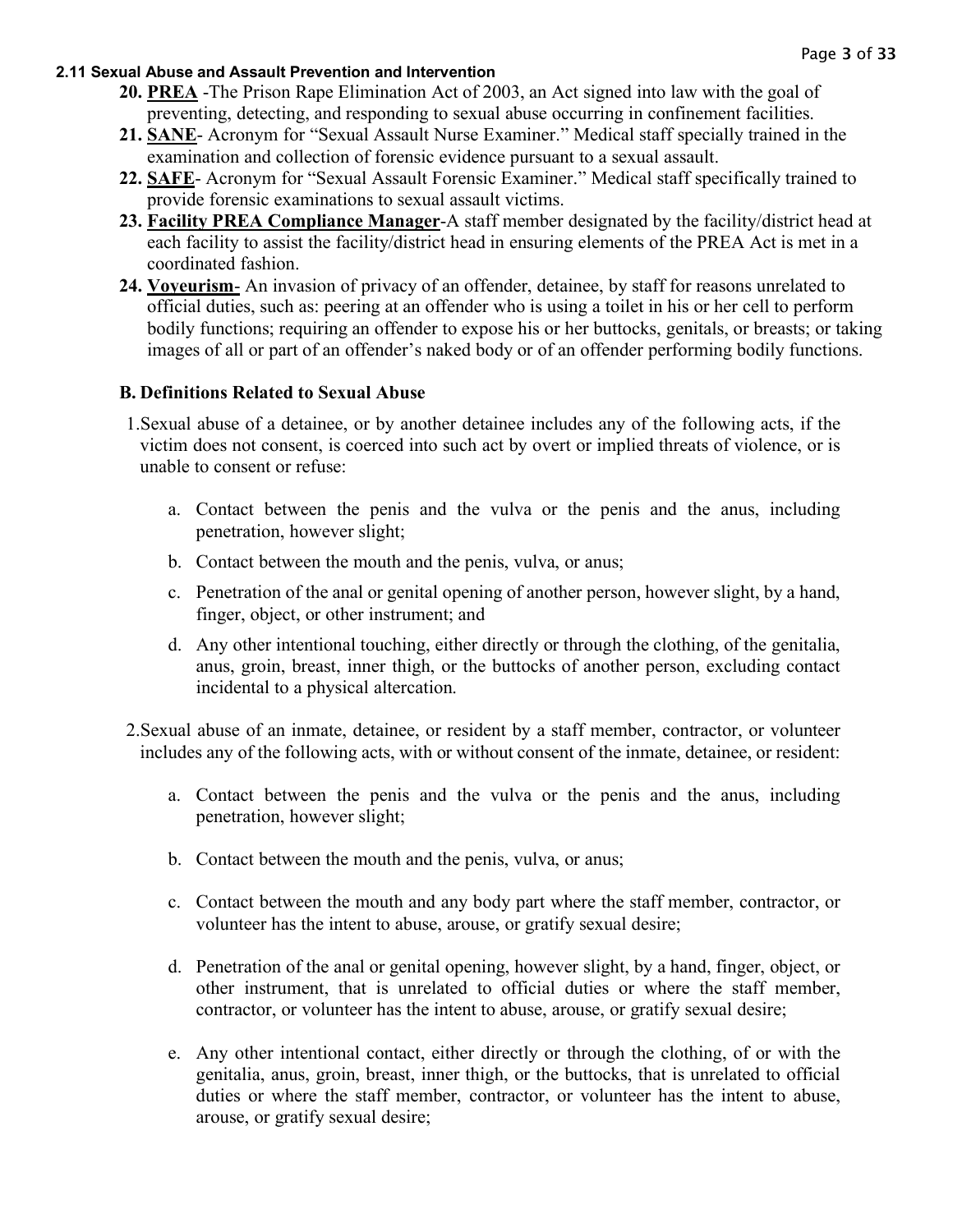**2.11 Sexual Abuse and Assault Prevention and Intervention**

20. **PREA** -The Prison Rape Elimination Act of 2003, an Act signed into law with the goal of preventing, detecting, and responding to sexual abuse occurring in confinement facilities.
21. **SANE**- Acronym for "Sexual Assault Nurse Examiner." Medical staff specially trained in the examination and collection of forensic evidence pursuant to a sexual assault.
22. **SAFE**- Acronym for "Sexual Assault Forensic Examiner." Medical staff specifically trained to provide forensic examinations to sexual assault victims.
23. **Facility PREA Compliance Manager**-A staff member designated by the facility/district head at each facility to assist the facility/district head in ensuring elements of the PREA Act is met in a coordinated fashion.
24. **Voyeurism**- An invasion of privacy of an offender, detainee, by staff for reasons unrelated to official duties, such as: peering at an offender who is using a toilet in his or her cell to perform bodily functions; requiring an offender to expose his or her buttocks, genitals, or breasts; or taking images of all or part of an offender's naked body or of an offender performing bodily functions.

**B. Definitions Related to Sexual Abuse**

1. Sexual abuse of a detainee, or by another detainee includes any of the following acts, if the victim does not consent, is coerced into such act by overt or implied threats of violence, or is unable to consent or refuse:

   a. Contact between the penis and the vulva or the penis and the anus, including penetration, however slight;

   b. Contact between the mouth and the penis, vulva, or anus;

   c. Penetration of the anal or genital opening of another person, however slight, by a hand, finger, object, or other instrument; and

   d. Any other intentional touching, either directly or through the clothing, of the genitalia, anus, groin, breast, inner thigh, or the buttocks of another person, excluding contact incidental to a physical altercation.

2. Sexual abuse of an inmate, detainee, or resident by a staff member, contractor, or volunteer includes any of the following acts, with or without consent of the inmate, detainee, or resident:

   a. Contact between the penis and the vulva or the penis and the anus, including penetration, however slight;

   b. Contact between the mouth and the penis, vulva, or anus;

   c. Contact between the mouth and any body part where the staff member, contractor, or volunteer has the intent to abuse, arouse, or gratify sexual desire;

   d. Penetration of the anal or genital opening, however slight, by a hand, finger, object, or other instrument, that is unrelated to official duties or where the staff member, contractor, or volunteer has the intent to abuse, arouse, or gratify sexual desire;

   e. Any other intentional contact, either directly or through the clothing, of or with the genitalia, anus, groin, breast, inner thigh, or the buttocks, that is unrelated to official duties or where the staff member, contractor, or volunteer has the intent to abuse, arouse, or gratify sexual desire;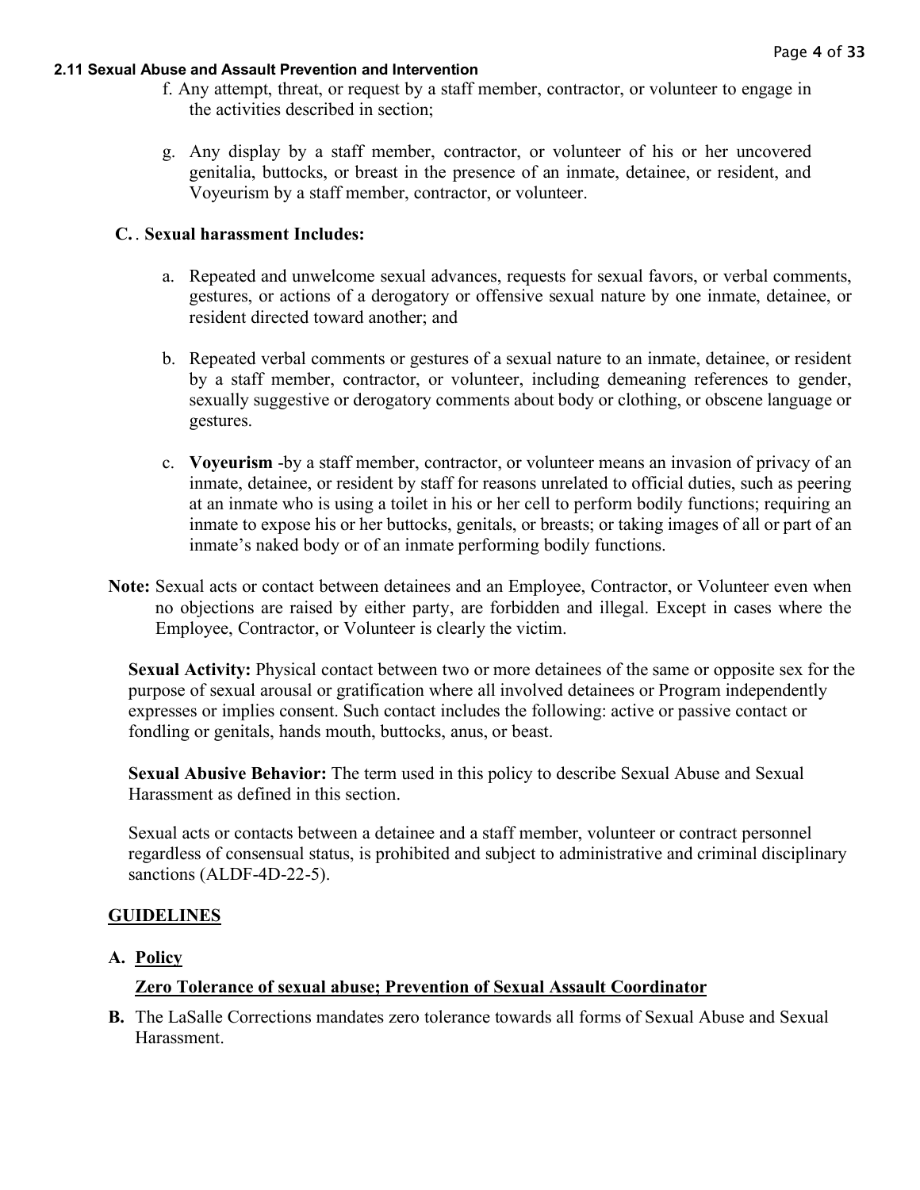f. Any attempt, threat, or request by a staff member, contractor, or volunteer to engage in the activities described in section;

g. Any display by a staff member, contractor, or volunteer of his or her uncovered genitalia, buttocks, or breast in the presence of an inmate, detainee, or resident, and Voyeurism by a staff member, contractor, or volunteer.

**C.** . **Sexual harassment Includes:**

a. Repeated and unwelcome sexual advances, requests for sexual favors, or verbal comments, gestures, or actions of a derogatory or offensive sexual nature by one inmate, detainee, or resident directed toward another; and

b. Repeated verbal comments or gestures of a sexual nature to an inmate, detainee, or resident by a staff member, contractor, or volunteer, including demeaning references to gender, sexually suggestive or derogatory comments about body or clothing, or obscene language or gestures.

c. **Voyeurism** -by a staff member, contractor, or volunteer means an invasion of privacy of an inmate, detainee, or resident by staff for reasons unrelated to official duties, such as peering at an inmate who is using a toilet in his or her cell to perform bodily functions; requiring an inmate to expose his or her buttocks, genitals, or breasts; or taking images of all or part of an inmate's naked body or of an inmate performing bodily functions.

**Note:** Sexual acts or contact between detainees and an Employee, Contractor, or Volunteer even when no objections are raised by either party, are forbidden and illegal. Except in cases where the Employee, Contractor, or Volunteer is clearly the victim.

**Sexual Activity:** Physical contact between two or more detainees of the same or opposite sex for the purpose of sexual arousal or gratification where all involved detainees or Program independently expresses or implies consent. Such contact includes the following: active or passive contact or fondling or genitals, hands mouth, buttocks, anus, or beast.

**Sexual Abusive Behavior:** The term used in this policy to describe Sexual Abuse and Sexual Harassment as defined in this section.

Sexual acts or contacts between a detainee and a staff member, volunteer or contract personnel regardless of consensual status, is prohibited and subject to administrative and criminal disciplinary sanctions (ALDF-4D-22-5).

## GUIDELINES

**A. Policy**

**Zero Tolerance of sexual abuse; Prevention of Sexual Assault Coordinator**

**B.** The LaSalle Corrections mandates zero tolerance towards all forms of Sexual Abuse and Sexual Harassment.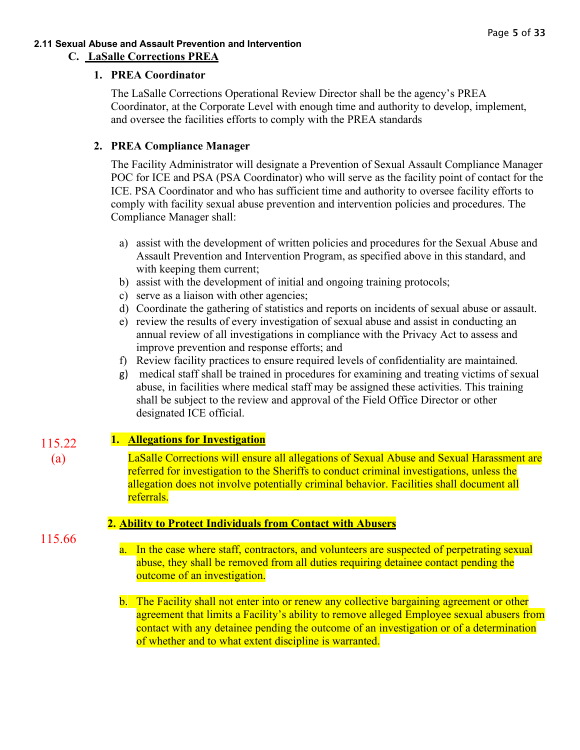**2.11 Sexual Abuse and Assault Prevention and Intervention**

**C. LaSalle Corrections PREA**

**1. PREA Coordinator**

The LaSalle Corrections Operational Review Director shall be the agency's PREA Coordinator, at the Corporate Level with enough time and authority to develop, implement, and oversee the facilities efforts to comply with the PREA standards

**2. PREA Compliance Manager**

The Facility Administrator will designate a Prevention of Sexual Assault Compliance Manager POC for ICE and PSA (PSA Coordinator) who will serve as the facility point of contact for the ICE. PSA Coordinator and who has sufficient time and authority to oversee facility efforts to comply with facility sexual abuse prevention and intervention policies and procedures. The Compliance Manager shall:

a) assist with the development of written policies and procedures for the Sexual Abuse and Assault Prevention and Intervention Program, as specified above in this standard, and with keeping them current;
b) assist with the development of initial and ongoing training protocols;
c) serve as a liaison with other agencies;
d) Coordinate the gathering of statistics and reports on incidents of sexual abuse or assault.
e) review the results of every investigation of sexual abuse and assist in conducting an annual review of all investigations in compliance with the Privacy Act to assess and improve prevention and response efforts; and
f) Review facility practices to ensure required levels of confidentiality are maintained.
g) medical staff shall be trained in procedures for examining and treating victims of sexual abuse, in facilities where medical staff may be assigned these activities. This training shall be subject to the review and approval of the Field Office Director or other designated ICE official.

115.22 (a)

**1. Allegations for Investigation**

LaSalle Corrections will ensure all allegations of Sexual Abuse and Sexual Harassment are referred for investigation to the Sheriffs to conduct criminal investigations, unless the allegation does not involve potentially criminal behavior. Facilities shall document all referrals.

115.66

**2. Ability to Protect Individuals from Contact with Abusers**

a. In the case where staff, contractors, and volunteers are suspected of perpetrating sexual abuse, they shall be removed from all duties requiring detainee contact pending the outcome of an investigation.

b. The Facility shall not enter into or renew any collective bargaining agreement or other agreement that limits a Facility's ability to remove alleged Employee sexual abusers from contact with any detainee pending the outcome of an investigation or of a determination of whether and to what extent discipline is warranted.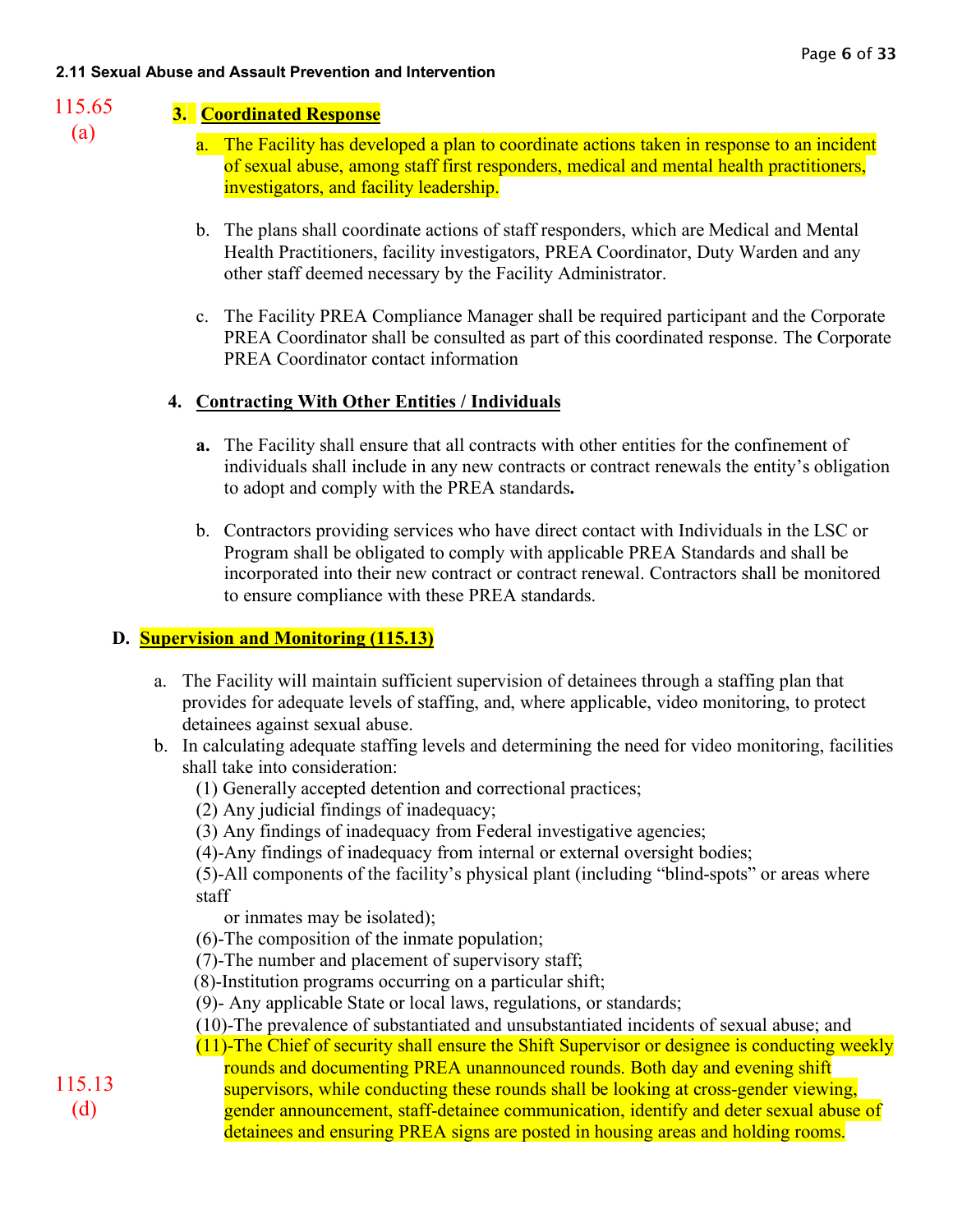**2.11 Sexual Abuse and Assault Prevention and Intervention**

115.65 (a)

3. **Coordinated Response**

   a. The Facility has developed a plan to coordinate actions taken in response to an incident of sexual abuse, among staff first responders, medical and mental health practitioners, investigators, and facility leadership.

   b. The plans shall coordinate actions of staff responders, which are Medical and Mental Health Practitioners, facility investigators, PREA Coordinator, Duty Warden and any other staff deemed necessary by the Facility Administrator.

   c. The Facility PREA Compliance Manager shall be required participant and the Corporate PREA Coordinator shall be consulted as part of this coordinated response. The Corporate PREA Coordinator contact information

4. **Contracting With Other Entities / Individuals**

   **a.** The Facility shall ensure that all contracts with other entities for the confinement of individuals shall include in any new contracts or contract renewals the entity's obligation to adopt and comply with the PREA standards**.**

   b. Contractors providing services who have direct contact with Individuals in the LSC or Program shall be obligated to comply with applicable PREA Standards and shall be incorporated into their new contract or contract renewal. Contractors shall be monitored to ensure compliance with these PREA standards.

**D. Supervision and Monitoring (115.13)**

a. The Facility will maintain sufficient supervision of detainees through a staffing plan that provides for adequate levels of staffing, and, where applicable, video monitoring, to protect detainees against sexual abuse.

b. In calculating adequate staffing levels and determining the need for video monitoring, facilities shall take into consideration:

   (1) Generally accepted detention and correctional practices;
   (2) Any judicial findings of inadequacy;
   (3) Any findings of inadequacy from Federal investigative agencies;
   (4)-Any findings of inadequacy from internal or external oversight bodies;
   (5)-All components of the facility's physical plant (including "blind-spots" or areas where staff or inmates may be isolated);
   (6)-The composition of the inmate population;
   (7)-The number and placement of supervisory staff;
   (8)-Institution programs occurring on a particular shift;
   (9)- Any applicable State or local laws, regulations, or standards;
   (10)-The prevalence of substantiated and unsubstantiated incidents of sexual abuse; and
   (11)-The Chief of security shall ensure the Shift Supervisor or designee is conducting weekly rounds and documenting PREA unannounced rounds. Both day and evening shift supervisors, while conducting these rounds shall be looking at cross-gender viewing, gender announcement, staff-detainee communication, identify and deter sexual abuse of detainees and ensuring PREA signs are posted in housing areas and holding rooms.

115.13 (d)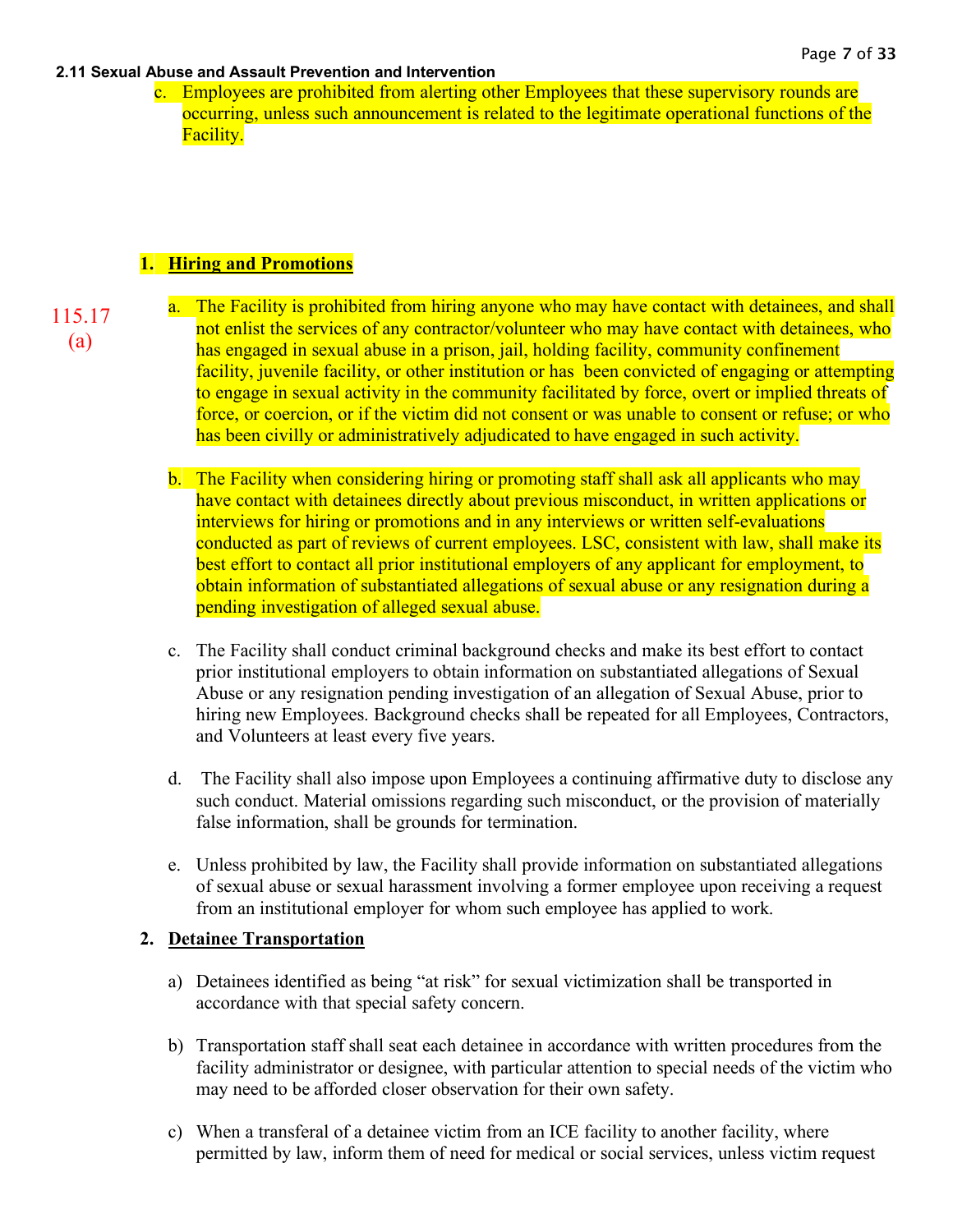**2.11 Sexual Abuse and Assault Prevention and Intervention**

c. Employees are prohibited from alerting other Employees that these supervisory rounds are occurring, unless such announcement is related to the legitimate operational functions of the Facility.

1. **Hiring and Promotions**

115.17 (a)

a. The Facility is prohibited from hiring anyone who may have contact with detainees, and shall not enlist the services of any contractor/volunteer who may have contact with detainees, who has engaged in sexual abuse in a prison, jail, holding facility, community confinement facility, juvenile facility, or other institution or has been convicted of engaging or attempting to engage in sexual activity in the community facilitated by force, overt or implied threats of force, or coercion, or if the victim did not consent or was unable to consent or refuse; or who has been civilly or administratively adjudicated to have engaged in such activity.

b. The Facility when considering hiring or promoting staff shall ask all applicants who may have contact with detainees directly about previous misconduct, in written applications or interviews for hiring or promotions and in any interviews or written self-evaluations conducted as part of reviews of current employees. LSC, consistent with law, shall make its best effort to contact all prior institutional employers of any applicant for employment, to obtain information of substantiated allegations of sexual abuse or any resignation during a pending investigation of alleged sexual abuse.

c. The Facility shall conduct criminal background checks and make its best effort to contact prior institutional employers to obtain information on substantiated allegations of Sexual Abuse or any resignation pending investigation of an allegation of Sexual Abuse, prior to hiring new Employees. Background checks shall be repeated for all Employees, Contractors, and Volunteers at least every five years.

d. The Facility shall also impose upon Employees a continuing affirmative duty to disclose any such conduct. Material omissions regarding such misconduct, or the provision of materially false information, shall be grounds for termination.

e. Unless prohibited by law, the Facility shall provide information on substantiated allegations of sexual abuse or sexual harassment involving a former employee upon receiving a request from an institutional employer for whom such employee has applied to work.

2. **Detainee Transportation**

a) Detainees identified as being "at risk" for sexual victimization shall be transported in accordance with that special safety concern.

b) Transportation staff shall seat each detainee in accordance with written procedures from the facility administrator or designee, with particular attention to special needs of the victim who may need to be afforded closer observation for their own safety.

c) When a transferal of a detainee victim from an ICE facility to another facility, where permitted by law, inform them of need for medical or social services, unless victim request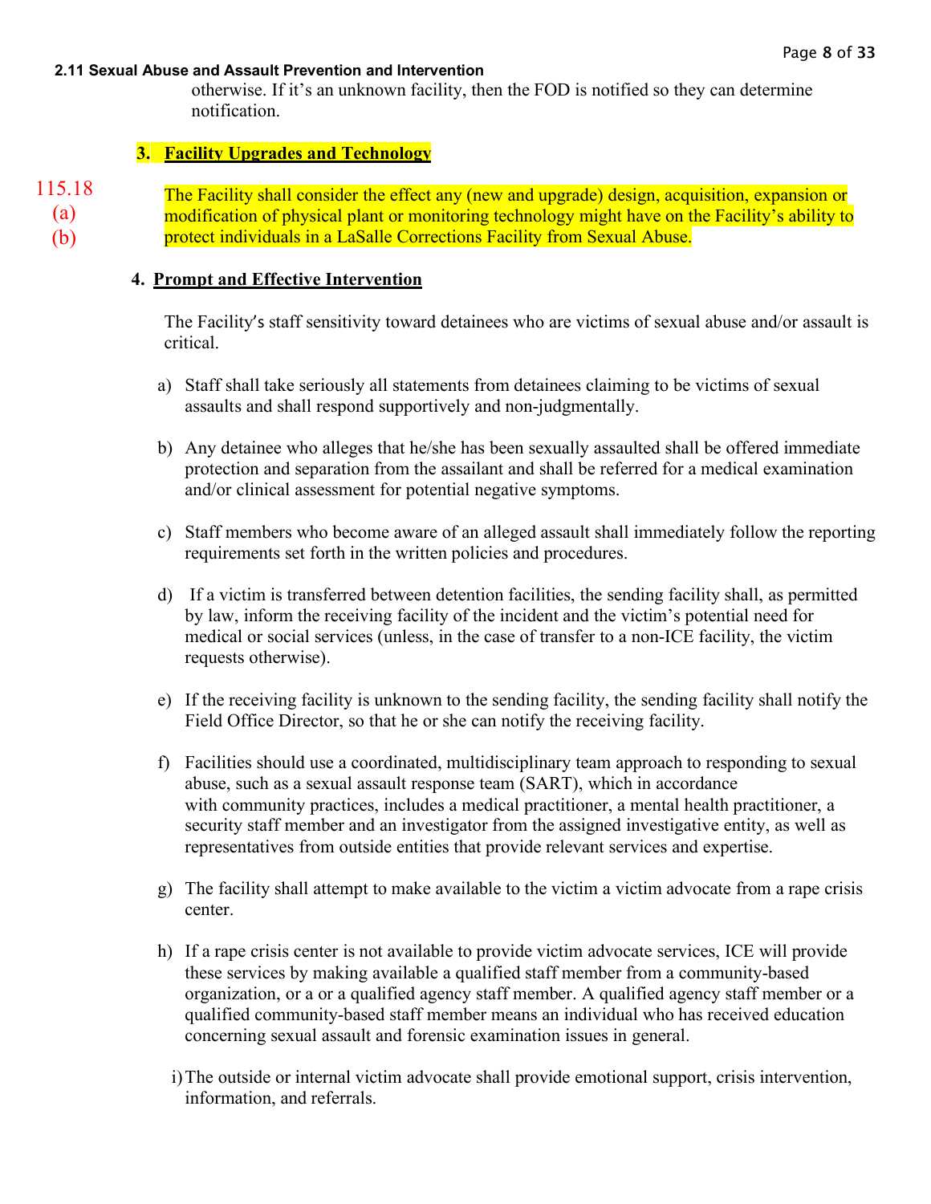otherwise. If it's an unknown facility, then the FOD is notified so they can determine notification.

### 3. Facility Upgrades and Technology

115.18 (a) (b)

The Facility shall consider the effect any (new and upgrade) design, acquisition, expansion or modification of physical plant or monitoring technology might have on the Facility's ability to protect individuals in a LaSalle Corrections Facility from Sexual Abuse.

### 4. Prompt and Effective Intervention

The Facility's staff sensitivity toward detainees who are victims of sexual abuse and/or assault is critical.

a) Staff shall take seriously all statements from detainees claiming to be victims of sexual assaults and shall respond supportively and non-judgmentally.

b) Any detainee who alleges that he/she has been sexually assaulted shall be offered immediate protection and separation from the assailant and shall be referred for a medical examination and/or clinical assessment for potential negative symptoms.

c) Staff members who become aware of an alleged assault shall immediately follow the reporting requirements set forth in the written policies and procedures.

d) If a victim is transferred between detention facilities, the sending facility shall, as permitted by law, inform the receiving facility of the incident and the victim's potential need for medical or social services (unless, in the case of transfer to a non-ICE facility, the victim requests otherwise).

e) If the receiving facility is unknown to the sending facility, the sending facility shall notify the Field Office Director, so that he or she can notify the receiving facility.

f) Facilities should use a coordinated, multidisciplinary team approach to responding to sexual abuse, such as a sexual assault response team (SART), which in accordance with community practices, includes a medical practitioner, a mental health practitioner, a security staff member and an investigator from the assigned investigative entity, as well as representatives from outside entities that provide relevant services and expertise.

g) The facility shall attempt to make available to the victim a victim advocate from a rape crisis center.

h) If a rape crisis center is not available to provide victim advocate services, ICE will provide these services by making available a qualified staff member from a community-based organization, or a or a qualified agency staff member. A qualified agency staff member or a qualified community-based staff member means an individual who has received education concerning sexual assault and forensic examination issues in general.

i) The outside or internal victim advocate shall provide emotional support, crisis intervention, information, and referrals.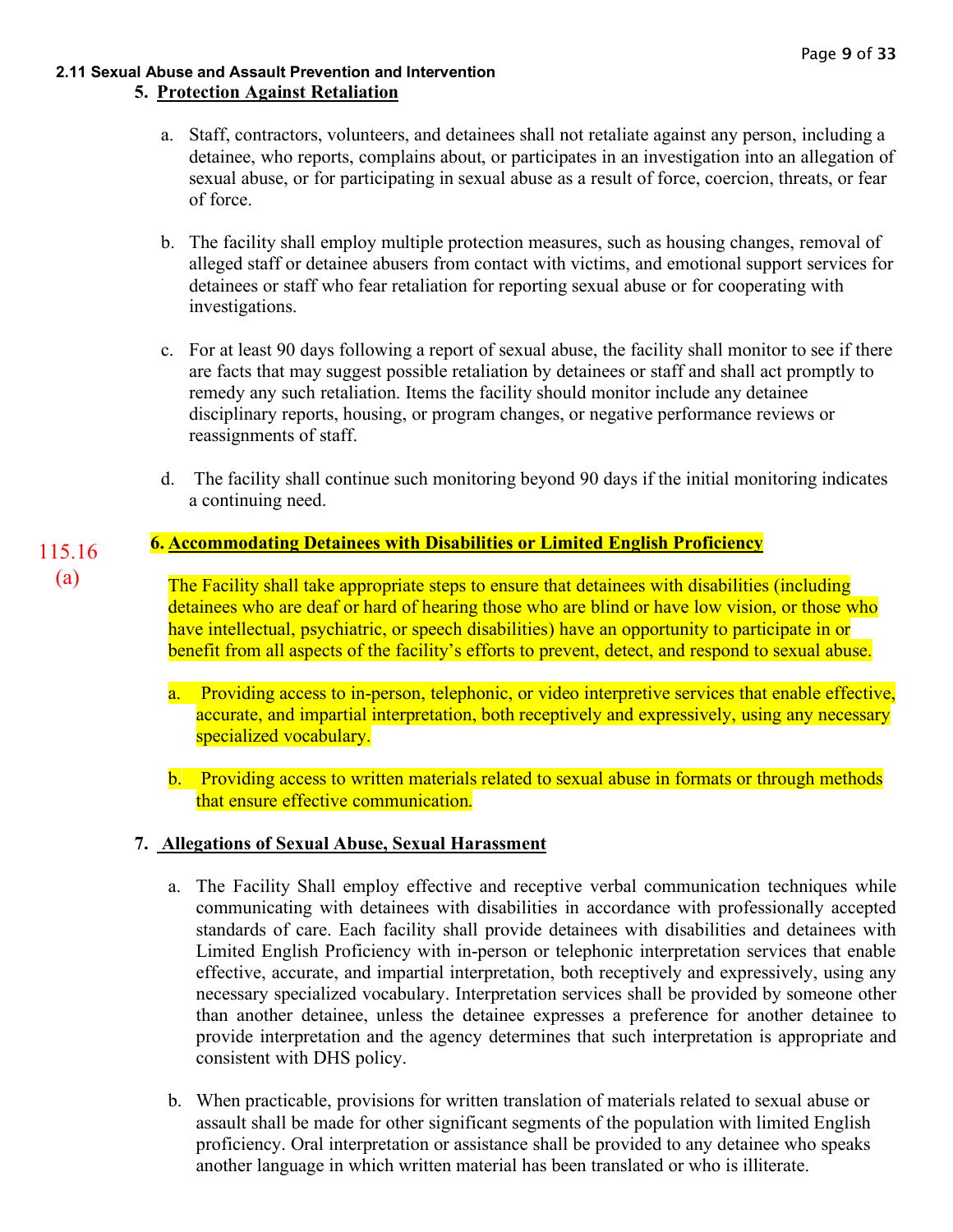**2.11 Sexual Abuse and Assault Prevention and Intervention**

5. **Protection Against Retaliation**

   a. Staff, contractors, volunteers, and detainees shall not retaliate against any person, including a detainee, who reports, complains about, or participates in an investigation into an allegation of sexual abuse, or for participating in sexual abuse as a result of force, coercion, threats, or fear of force.

   b. The facility shall employ multiple protection measures, such as housing changes, removal of alleged staff or detainee abusers from contact with victims, and emotional support services for detainees or staff who fear retaliation for reporting sexual abuse or for cooperating with investigations.

   c. For at least 90 days following a report of sexual abuse, the facility shall monitor to see if there are facts that may suggest possible retaliation by detainees or staff and shall act promptly to remedy any such retaliation. Items the facility should monitor include any detainee disciplinary reports, housing, or program changes, or negative performance reviews or reassignments of staff.

   d. The facility shall continue such monitoring beyond 90 days if the initial monitoring indicates a continuing need.

115.16 (a)

6. **Accommodating Detainees with Disabilities or Limited English Proficiency**

   The Facility shall take appropriate steps to ensure that detainees with disabilities (including detainees who are deaf or hard of hearing those who are blind or have low vision, or those who have intellectual, psychiatric, or speech disabilities) have an opportunity to participate in or benefit from all aspects of the facility's efforts to prevent, detect, and respond to sexual abuse.

   a. Providing access to in-person, telephonic, or video interpretive services that enable effective, accurate, and impartial interpretation, both receptively and expressively, using any necessary specialized vocabulary.

   b. Providing access to written materials related to sexual abuse in formats or through methods that ensure effective communication.

7. **Allegations of Sexual Abuse, Sexual Harassment**

   a. The Facility Shall employ effective and receptive verbal communication techniques while communicating with detainees with disabilities in accordance with professionally accepted standards of care. Each facility shall provide detainees with disabilities and detainees with Limited English Proficiency with in-person or telephonic interpretation services that enable effective, accurate, and impartial interpretation, both receptively and expressively, using any necessary specialized vocabulary. Interpretation services shall be provided by someone other than another detainee, unless the detainee expresses a preference for another detainee to provide interpretation and the agency determines that such interpretation is appropriate and consistent with DHS policy.

   b. When practicable, provisions for written translation of materials related to sexual abuse or assault shall be made for other significant segments of the population with limited English proficiency. Oral interpretation or assistance shall be provided to any detainee who speaks another language in which written material has been translated or who is illiterate.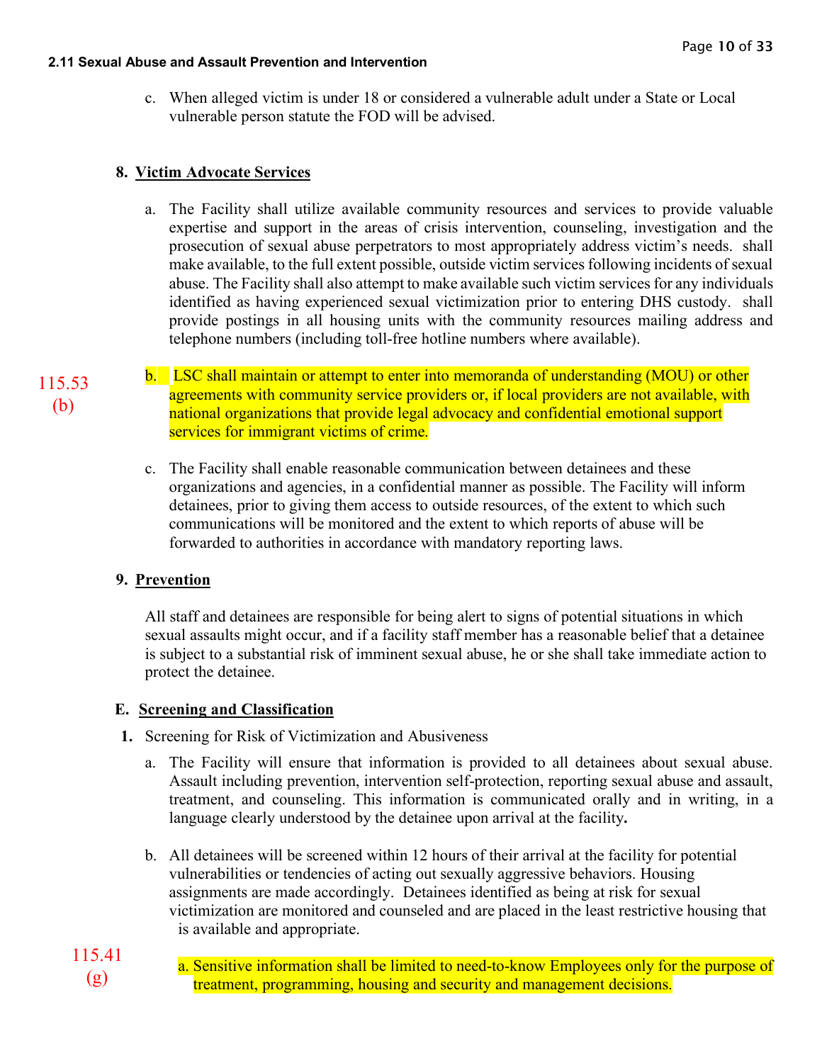c. When alleged victim is under 18 or considered a vulnerable adult under a State or Local vulnerable person statute the FOD will be advised.

**8. Victim Advocate Services**

a. The Facility shall utilize available community resources and services to provide valuable expertise and support in the areas of crisis intervention, counseling, investigation and the prosecution of sexual abuse perpetrators to most appropriately address victim's needs. shall make available, to the full extent possible, outside victim services following incidents of sexual abuse. The Facility shall also attempt to make available such victim services for any individuals identified as having experienced sexual victimization prior to entering DHS custody. shall provide postings in all housing units with the community resources mailing address and telephone numbers (including toll-free hotline numbers where available).

115.53 (b)

b. LSC shall maintain or attempt to enter into memoranda of understanding (MOU) or other agreements with community service providers or, if local providers are not available, with national organizations that provide legal advocacy and confidential emotional support services for immigrant victims of crime.

c. The Facility shall enable reasonable communication between detainees and these organizations and agencies, in a confidential manner as possible. The Facility will inform detainees, prior to giving them access to outside resources, of the extent to which such communications will be monitored and the extent to which reports of abuse will be forwarded to authorities in accordance with mandatory reporting laws.

**9. Prevention**

All staff and detainees are responsible for being alert to signs of potential situations in which sexual assaults might occur, and if a facility staff member has a reasonable belief that a detainee is subject to a substantial risk of imminent sexual abuse, he or she shall take immediate action to protect the detainee.

**E. Screening and Classification**

1. Screening for Risk of Victimization and Abusiveness

a. The Facility will ensure that information is provided to all detainees about sexual abuse. Assault including prevention, intervention self-protection, reporting sexual abuse and assault, treatment, and counseling. This information is communicated orally and in writing, in a language clearly understood by the detainee upon arrival at the facility**.**

b. All detainees will be screened within 12 hours of their arrival at the facility for potential vulnerabilities or tendencies of acting out sexually aggressive behaviors. Housing assignments are made accordingly. Detainees identified as being at risk for sexual victimization are monitored and counseled and are placed in the least restrictive housing that is available and appropriate.

115.41 (g)

a. Sensitive information shall be limited to need-to-know Employees only for the purpose of treatment, programming, housing and security and management decisions.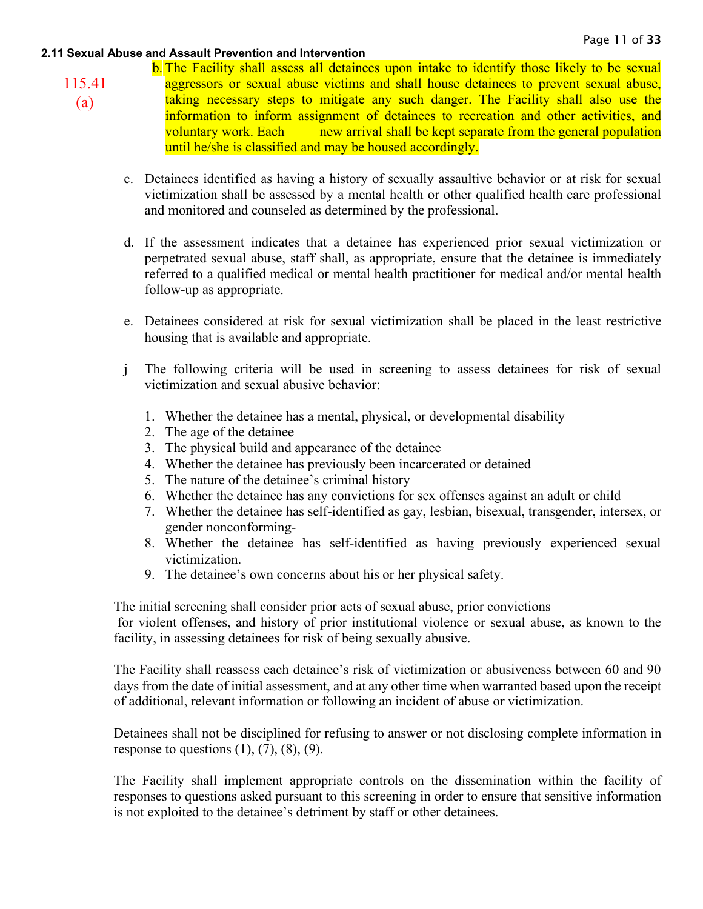**2.11 Sexual Abuse and Assault Prevention and Intervention**

115.41 (a)

b. The Facility shall assess all detainees upon intake to identify those likely to be sexual aggressors or sexual abuse victims and shall house detainees to prevent sexual abuse, taking necessary steps to mitigate any such danger. The Facility shall also use the information to inform assignment of detainees to recreation and other activities, and voluntary work. Each new arrival shall be kept separate from the general population until he/she is classified and may be housed accordingly.

c. Detainees identified as having a history of sexually assaultive behavior or at risk for sexual victimization shall be assessed by a mental health or other qualified health care professional and monitored and counseled as determined by the professional.

d. If the assessment indicates that a detainee has experienced prior sexual victimization or perpetrated sexual abuse, staff shall, as appropriate, ensure that the detainee is immediately referred to a qualified medical or mental health practitioner for medical and/or mental health follow-up as appropriate.

e. Detainees considered at risk for sexual victimization shall be placed in the least restrictive housing that is available and appropriate.

j The following criteria will be used in screening to assess detainees for risk of sexual victimization and sexual abusive behavior:

1. Whether the detainee has a mental, physical, or developmental disability
2. The age of the detainee
3. The physical build and appearance of the detainee
4. Whether the detainee has previously been incarcerated or detained
5. The nature of the detainee's criminal history
6. Whether the detainee has any convictions for sex offenses against an adult or child
7. Whether the detainee has self-identified as gay, lesbian, bisexual, transgender, intersex, or gender nonconforming-
8. Whether the detainee has self-identified as having previously experienced sexual victimization.
9. The detainee's own concerns about his or her physical safety.

The initial screening shall consider prior acts of sexual abuse, prior convictions for violent offenses, and history of prior institutional violence or sexual abuse, as known to the facility, in assessing detainees for risk of being sexually abusive.

The Facility shall reassess each detainee's risk of victimization or abusiveness between 60 and 90 days from the date of initial assessment, and at any other time when warranted based upon the receipt of additional, relevant information or following an incident of abuse or victimization.

Detainees shall not be disciplined for refusing to answer or not disclosing complete information in response to questions (1), (7), (8), (9).

The Facility shall implement appropriate controls on the dissemination within the facility of responses to questions asked pursuant to this screening in order to ensure that sensitive information is not exploited to the detainee's detriment by staff or other detainees.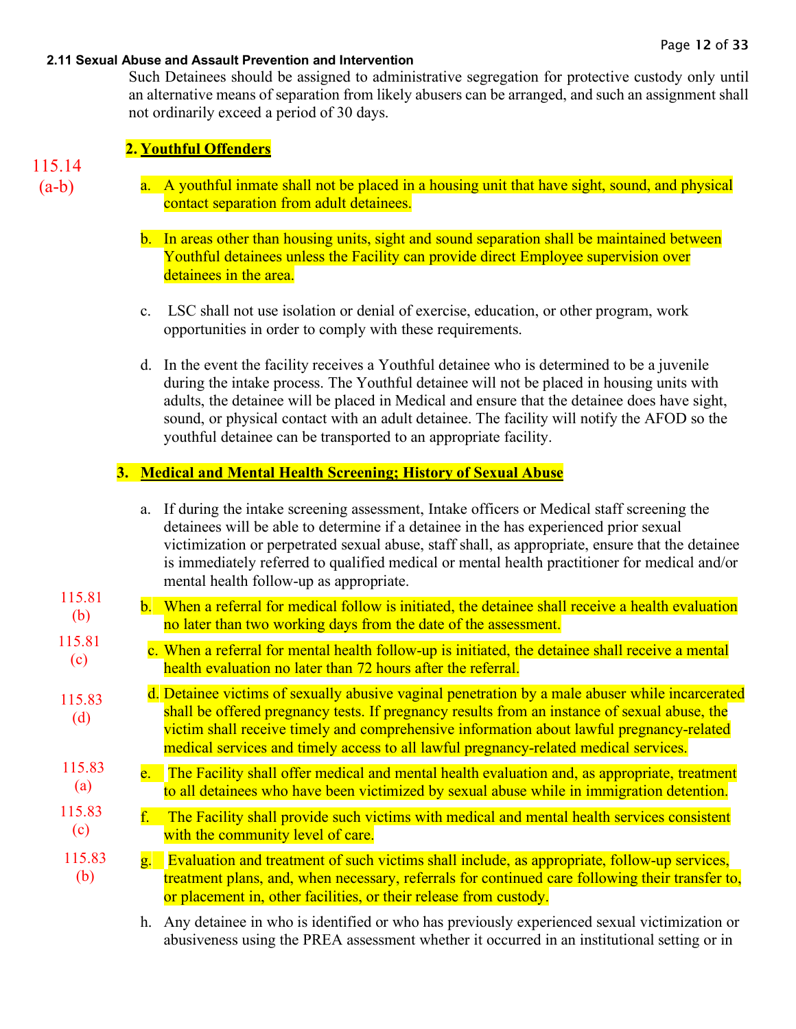**2.11 Sexual Abuse and Assault Prevention and Intervention**

Such Detainees should be assigned to administrative segregation for protective custody only until an alternative means of separation from likely abusers can be arranged, and such an assignment shall not ordinarily exceed a period of 30 days.

**2. Youthful Offenders**

115.14 (a-b)

a. A youthful inmate shall not be placed in a housing unit that have sight, sound, and physical contact separation from adult detainees.

b. In areas other than housing units, sight and sound separation shall be maintained between Youthful detainees unless the Facility can provide direct Employee supervision over detainees in the area.

c. LSC shall not use isolation or denial of exercise, education, or other program, work opportunities in order to comply with these requirements.

d. In the event the facility receives a Youthful detainee who is determined to be a juvenile during the intake process. The Youthful detainee will not be placed in housing units with adults, the detainee will be placed in Medical and ensure that the detainee does have sight, sound, or physical contact with an adult detainee. The facility will notify the AFOD so the youthful detainee can be transported to an appropriate facility.

**3. Medical and Mental Health Screening; History of Sexual Abuse**

a. If during the intake screening assessment, Intake officers or Medical staff screening the detainees will be able to determine if a detainee in the has experienced prior sexual victimization or perpetrated sexual abuse, staff shall, as appropriate, ensure that the detainee is immediately referred to qualified medical or mental health practitioner for medical and/or mental health follow-up as appropriate.

115.81 (b)

b. When a referral for medical follow is initiated, the detainee shall receive a health evaluation no later than two working days from the date of the assessment.

115.81 (c)

c. When a referral for mental health follow-up is initiated, the detainee shall receive a mental health evaluation no later than 72 hours after the referral.

115.83 (d)

d. Detainee victims of sexually abusive vaginal penetration by a male abuser while incarcerated shall be offered pregnancy tests. If pregnancy results from an instance of sexual abuse, the victim shall receive timely and comprehensive information about lawful pregnancy-related medical services and timely access to all lawful pregnancy-related medical services.

115.83 (a)

e. The Facility shall offer medical and mental health evaluation and, as appropriate, treatment to all detainees who have been victimized by sexual abuse while in immigration detention.

115.83 (c)

f. The Facility shall provide such victims with medical and mental health services consistent with the community level of care.

115.83 (b)

g. Evaluation and treatment of such victims shall include, as appropriate, follow-up services, treatment plans, and, when necessary, referrals for continued care following their transfer to, or placement in, other facilities, or their release from custody.

h. Any detainee in who is identified or who has previously experienced sexual victimization or abusiveness using the PREA assessment whether it occurred in an institutional setting or in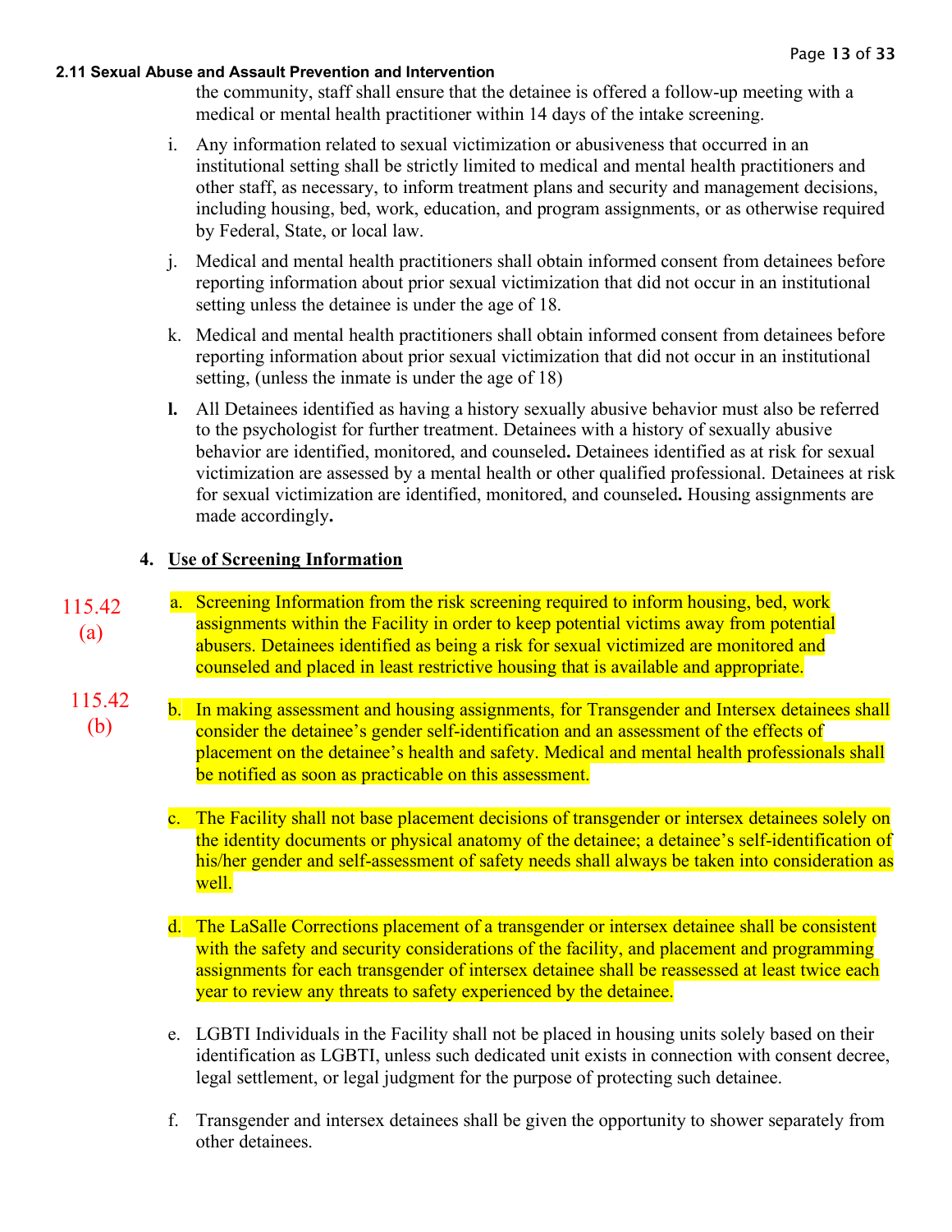the community, staff shall ensure that the detainee is offered a follow-up meeting with a medical or mental health practitioner within 14 days of the intake screening.

i. Any information related to sexual victimization or abusiveness that occurred in an institutional setting shall be strictly limited to medical and mental health practitioners and other staff, as necessary, to inform treatment plans and security and management decisions, including housing, bed, work, education, and program assignments, or as otherwise required by Federal, State, or local law.

j. Medical and mental health practitioners shall obtain informed consent from detainees before reporting information about prior sexual victimization that did not occur in an institutional setting unless the detainee is under the age of 18.

k. Medical and mental health practitioners shall obtain informed consent from detainees before reporting information about prior sexual victimization that did not occur in an institutional setting, (unless the inmate is under the age of 18)

**l.** All Detainees identified as having a history sexually abusive behavior must also be referred to the psychologist for further treatment. Detainees with a history of sexually abusive behavior are identified, monitored, and counseled**.** Detainees identified as at risk for sexual victimization are assessed by a mental health or other qualified professional. Detainees at risk for sexual victimization are identified, monitored, and counseled**.** Housing assignments are made accordingly**.**

4. **Use of Screening Information**

115.42 (a)

a. Screening Information from the risk screening required to inform housing, bed, work assignments within the Facility in order to keep potential victims away from potential abusers. Detainees identified as being a risk for sexual victimized are monitored and counseled and placed in least restrictive housing that is available and appropriate.

115.42 (b)

b. In making assessment and housing assignments, for Transgender and Intersex detainees shall consider the detainee's gender self-identification and an assessment of the effects of placement on the detainee's health and safety. Medical and mental health professionals shall be notified as soon as practicable on this assessment.

c. The Facility shall not base placement decisions of transgender or intersex detainees solely on the identity documents or physical anatomy of the detainee; a detainee's self-identification of his/her gender and self-assessment of safety needs shall always be taken into consideration as well.

d. The LaSalle Corrections placement of a transgender or intersex detainee shall be consistent with the safety and security considerations of the facility, and placement and programming assignments for each transgender of intersex detainee shall be reassessed at least twice each year to review any threats to safety experienced by the detainee.

e. LGBTI Individuals in the Facility shall not be placed in housing units solely based on their identification as LGBTI, unless such dedicated unit exists in connection with consent decree, legal settlement, or legal judgment for the purpose of protecting such detainee.

f. Transgender and intersex detainees shall be given the opportunity to shower separately from other detainees.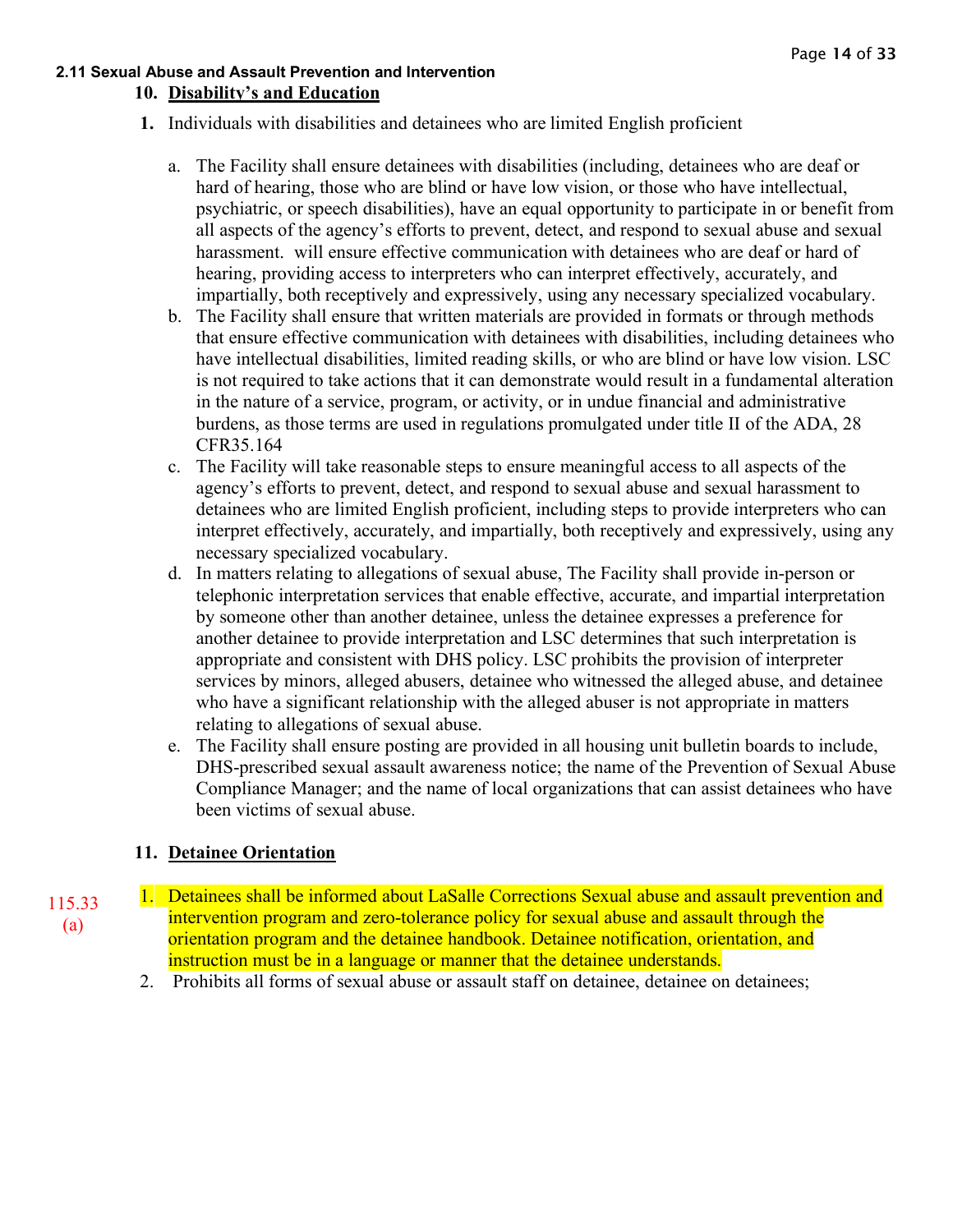**2.11 Sexual Abuse and Assault Prevention and Intervention**

## 10. Disability's and Education

1. Individuals with disabilities and detainees who are limited English proficient

   a. The Facility shall ensure detainees with disabilities (including, detainees who are deaf or hard of hearing, those who are blind or have low vision, or those who have intellectual, psychiatric, or speech disabilities), have an equal opportunity to participate in or benefit from all aspects of the agency's efforts to prevent, detect, and respond to sexual abuse and sexual harassment.  will ensure effective communication with detainees who are deaf or hard of hearing, providing access to interpreters who can interpret effectively, accurately, and impartially, both receptively and expressively, using any necessary specialized vocabulary.

   b. The Facility shall ensure that written materials are provided in formats or through methods that ensure effective communication with detainees with disabilities, including detainees who have intellectual disabilities, limited reading skills, or who are blind or have low vision. LSC is not required to take actions that it can demonstrate would result in a fundamental alteration in the nature of a service, program, or activity, or in undue financial and administrative burdens, as those terms are used in regulations promulgated under title II of the ADA, 28 CFR35.164

   c. The Facility will take reasonable steps to ensure meaningful access to all aspects of the agency's efforts to prevent, detect, and respond to sexual abuse and sexual harassment to detainees who are limited English proficient, including steps to provide interpreters who can interpret effectively, accurately, and impartially, both receptively and expressively, using any necessary specialized vocabulary.

   d. In matters relating to allegations of sexual abuse, The Facility shall provide in-person or telephonic interpretation services that enable effective, accurate, and impartial interpretation by someone other than another detainee, unless the detainee expresses a preference for another detainee to provide interpretation and LSC determines that such interpretation is appropriate and consistent with DHS policy. LSC prohibits the provision of interpreter services by minors, alleged abusers, detainee who witnessed the alleged abuse, and detainee who have a significant relationship with the alleged abuser is not appropriate in matters relating to allegations of sexual abuse.

   e. The Facility shall ensure posting are provided in all housing unit bulletin boards to include, DHS-prescribed sexual assault awareness notice; the name of the Prevention of Sexual Abuse Compliance Manager; and the name of local organizations that can assist detainees who have been victims of sexual abuse.

## 11. Detainee Orientation

115.33 (a)

1. Detainees shall be informed about LaSalle Corrections Sexual abuse and assault prevention and intervention program and zero-tolerance policy for sexual abuse and assault through the orientation program and the detainee handbook. Detainee notification, orientation, and instruction must be in a language or manner that the detainee understands.
2. Prohibits all forms of sexual abuse or assault staff on detainee, detainee on detainees;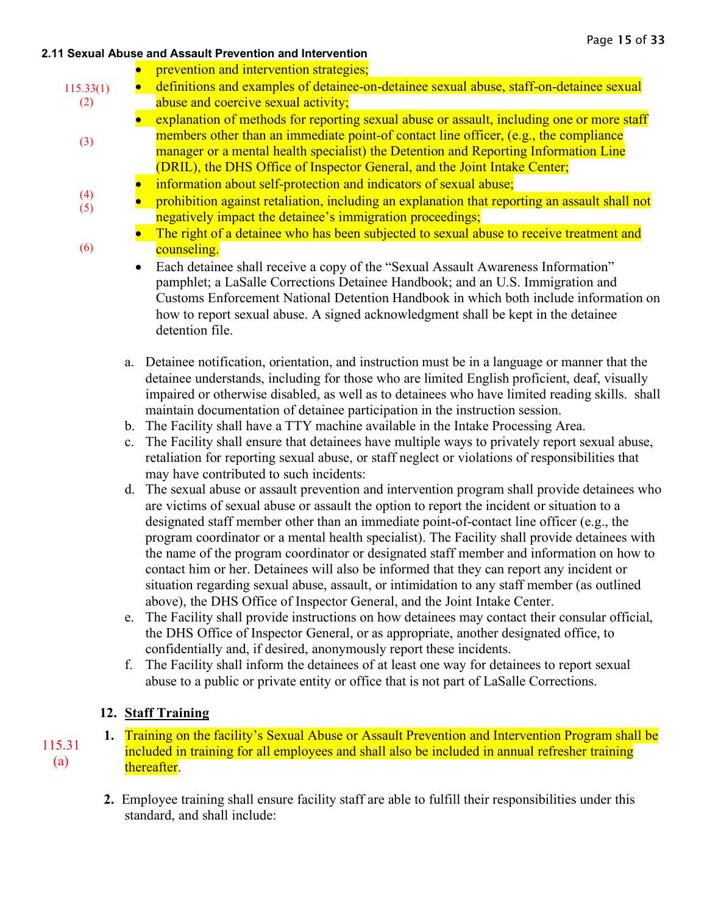**2.11 Sexual Abuse and Assault Prevention and Intervention**

- prevention and intervention strategies;
- 115.33(1) (2) definitions and examples of detainee-on-detainee sexual abuse, staff-on-detainee sexual abuse and coercive sexual activity;
- (3) explanation of methods for reporting sexual abuse or assault, including one or more staff members other than an immediate point-of contact line officer, (e.g., the compliance manager or a mental health specialist) the Detention and Reporting Information Line (DRIL), the DHS Office of Inspector General, and the Joint Intake Center;
- (4) information about self-protection and indicators of sexual abuse;
- (5) prohibition against retaliation, including an explanation that reporting an assault shall not negatively impact the detainee's immigration proceedings;
- (6) The right of a detainee who has been subjected to sexual abuse to receive treatment and counseling.
- Each detainee shall receive a copy of the "Sexual Assault Awareness Information" pamphlet; a LaSalle Corrections Detainee Handbook; and an U.S. Immigration and Customs Enforcement National Detention Handbook in which both include information on how to report sexual abuse. A signed acknowledgment shall be kept in the detainee detention file.

a. Detainee notification, orientation, and instruction must be in a language or manner that the detainee understands, including for those who are limited English proficient, deaf, visually impaired or otherwise disabled, as well as to detainees who have limited reading skills.  shall maintain documentation of detainee participation in the instruction session.

b. The Facility shall have a TTY machine available in the Intake Processing Area.

c. The Facility shall ensure that detainees have multiple ways to privately report sexual abuse, retaliation for reporting sexual abuse, or staff neglect or violations of responsibilities that may have contributed to such incidents:

d. The sexual abuse or assault prevention and intervention program shall provide detainees who are victims of sexual abuse or assault the option to report the incident or situation to a designated staff member other than an immediate point-of-contact line officer (e.g., the program coordinator or a mental health specialist). The Facility shall provide detainees with the name of the program coordinator or designated staff member and information on how to contact him or her. Detainees will also be informed that they can report any incident or situation regarding sexual abuse, assault, or intimidation to any staff member (as outlined above), the DHS Office of Inspector General, and the Joint Intake Center.

e. The Facility shall provide instructions on how detainees may contact their consular official, the DHS Office of Inspector General, or as appropriate, another designated office, to confidentially and, if desired, anonymously report these incidents.

f. The Facility shall inform the detainees of at least one way for detainees to report sexual abuse to a public or private entity or office that is not part of LaSalle Corrections.

**12. <u>Staff Training</u>**

115.31 (a)

**1.** Training on the facility's Sexual Abuse or Assault Prevention and Intervention Program shall be included in training for all employees and shall also be included in annual refresher training thereafter.

**2.** Employee training shall ensure facility staff are able to fulfill their responsibilities under this standard, and shall include: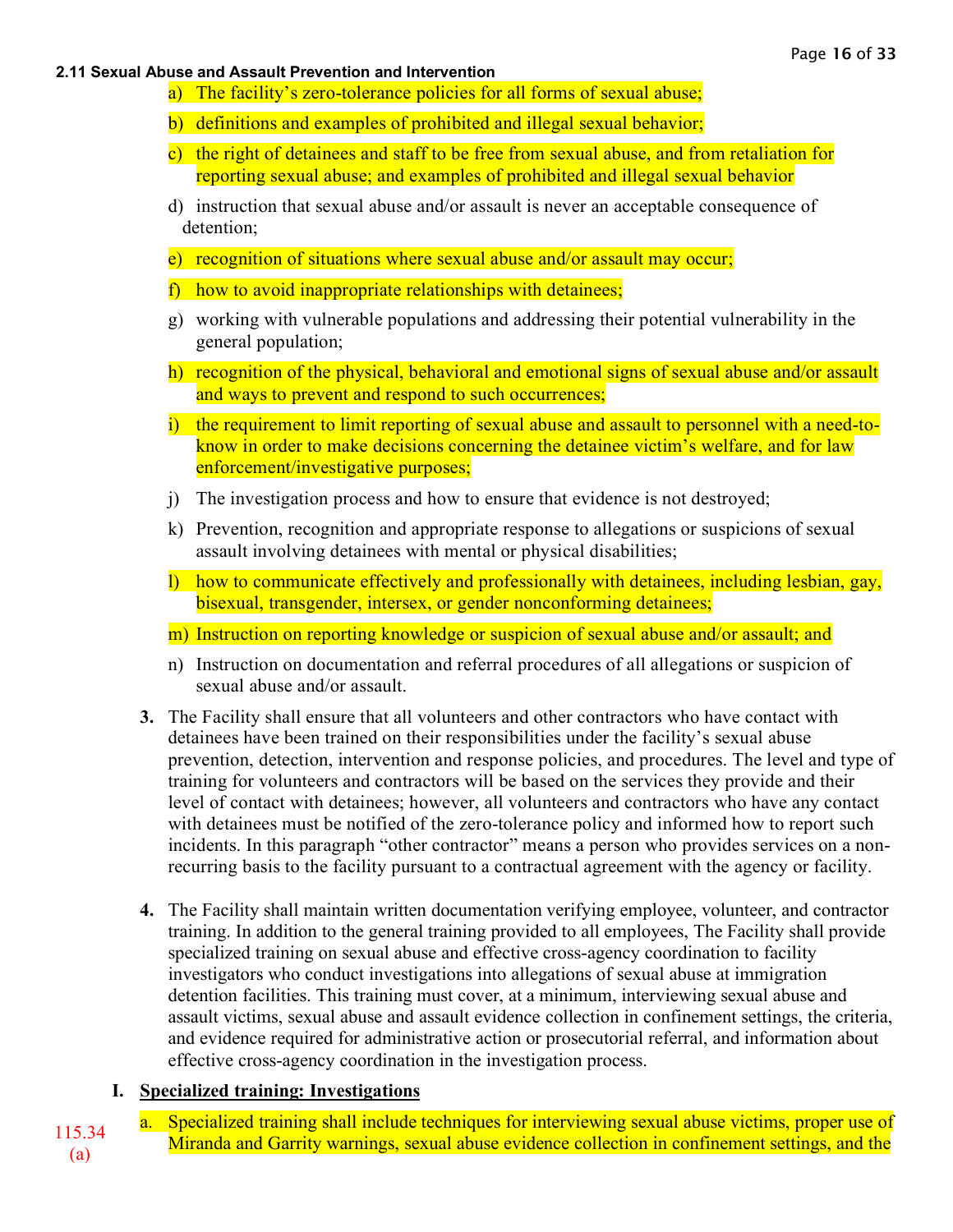**2.11 Sexual Abuse and Assault Prevention and Intervention**

a) The facility's zero-tolerance policies for all forms of sexual abuse;

b) definitions and examples of prohibited and illegal sexual behavior;

c) the right of detainees and staff to be free from sexual abuse, and from retaliation for reporting sexual abuse; and examples of prohibited and illegal sexual behavior

d) instruction that sexual abuse and/or assault is never an acceptable consequence of detention;

e) recognition of situations where sexual abuse and/or assault may occur;

f) how to avoid inappropriate relationships with detainees;

g) working with vulnerable populations and addressing their potential vulnerability in the general population;

h) recognition of the physical, behavioral and emotional signs of sexual abuse and/or assault and ways to prevent and respond to such occurrences;

i) the requirement to limit reporting of sexual abuse and assault to personnel with a need-to-know in order to make decisions concerning the detainee victim's welfare, and for law enforcement/investigative purposes;

j) The investigation process and how to ensure that evidence is not destroyed;

k) Prevention, recognition and appropriate response to allegations or suspicions of sexual assault involving detainees with mental or physical disabilities;

l) how to communicate effectively and professionally with detainees, including lesbian, gay, bisexual, transgender, intersex, or gender nonconforming detainees;

m) Instruction on reporting knowledge or suspicion of sexual abuse and/or assault; and

n) Instruction on documentation and referral procedures of all allegations or suspicion of sexual abuse and/or assault.

3. The Facility shall ensure that all volunteers and other contractors who have contact with detainees have been trained on their responsibilities under the facility's sexual abuse prevention, detection, intervention and response policies, and procedures. The level and type of training for volunteers and contractors will be based on the services they provide and their level of contact with detainees; however, all volunteers and contractors who have any contact with detainees must be notified of the zero-tolerance policy and informed how to report such incidents. In this paragraph "other contractor" means a person who provides services on a non-recurring basis to the facility pursuant to a contractual agreement with the agency or facility.

4. The Facility shall maintain written documentation verifying employee, volunteer, and contractor training. In addition to the general training provided to all employees, The Facility shall provide specialized training on sexual abuse and effective cross-agency coordination to facility investigators who conduct investigations into allegations of sexual abuse at immigration detention facilities. This training must cover, at a minimum, interviewing sexual abuse and assault victims, sexual abuse and assault evidence collection in confinement settings, the criteria, and evidence required for administrative action or prosecutorial referral, and information about effective cross-agency coordination in the investigation process.

**I. <u>Specialized training: Investigations</u>**

115.34 (a)

a. Specialized training shall include techniques for interviewing sexual abuse victims, proper use of Miranda and Garrity warnings, sexual abuse evidence collection in confinement settings, and the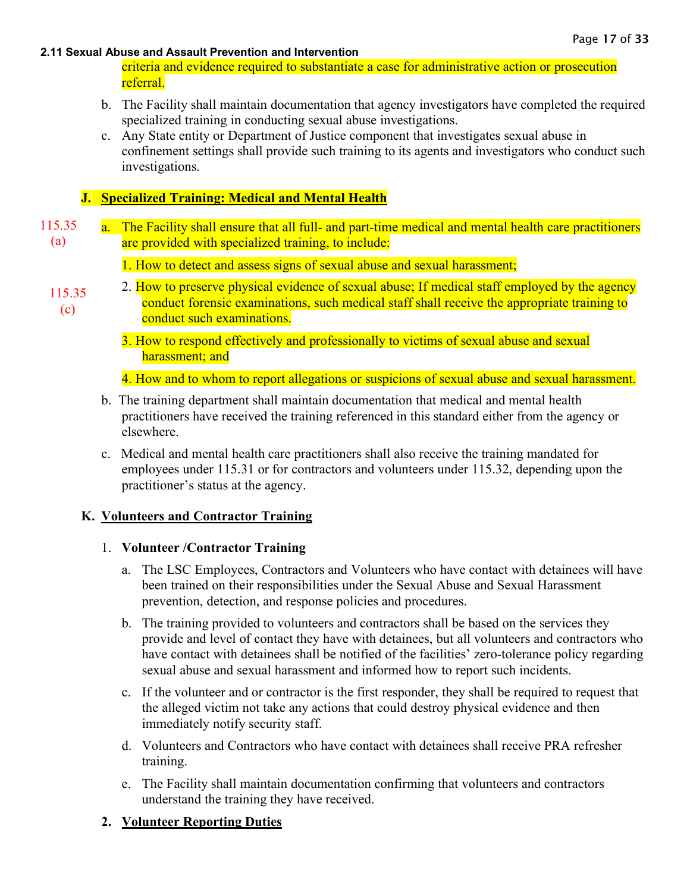criteria and evidence required to substantiate a case for administrative action or prosecution referral.

b. The Facility shall maintain documentation that agency investigators have completed the required specialized training in conducting sexual abuse investigations.

c. Any State entity or Department of Justice component that investigates sexual abuse in confinement settings shall provide such training to its agents and investigators who conduct such investigations.

**J. Specialized Training: Medical and Mental Health**

115.35 (a)

a. The Facility shall ensure that all full- and part-time medical and mental health care practitioners are provided with specialized training, to include:

1. How to detect and assess signs of sexual abuse and sexual harassment;

115.35 (c)

2. How to preserve physical evidence of sexual abuse; If medical staff employed by the agency conduct forensic examinations, such medical staff shall receive the appropriate training to conduct such examinations.

3. How to respond effectively and professionally to victims of sexual abuse and sexual harassment; and

4. How and to whom to report allegations or suspicions of sexual abuse and sexual harassment.

b. The training department shall maintain documentation that medical and mental health practitioners have received the training referenced in this standard either from the agency or elsewhere.

c. Medical and mental health care practitioners shall also receive the training mandated for employees under 115.31 or for contractors and volunteers under 115.32, depending upon the practitioner's status at the agency.

**K. Volunteers and Contractor Training**

1. **Volunteer /Contractor Training**

   a. The LSC Employees, Contractors and Volunteers who have contact with detainees will have been trained on their responsibilities under the Sexual Abuse and Sexual Harassment prevention, detection, and response policies and procedures.

   b. The training provided to volunteers and contractors shall be based on the services they provide and level of contact they have with detainees, but all volunteers and contractors who have contact with detainees shall be notified of the facilities' zero-tolerance policy regarding sexual abuse and sexual harassment and informed how to report such incidents.

   c. If the volunteer and or contractor is the first responder, they shall be required to request that the alleged victim not take any actions that could destroy physical evidence and then immediately notify security staff.

   d. Volunteers and Contractors who have contact with detainees shall receive PRA refresher training.

   e. The Facility shall maintain documentation confirming that volunteers and contractors understand the training they have received.

2. **Volunteer Reporting Duties**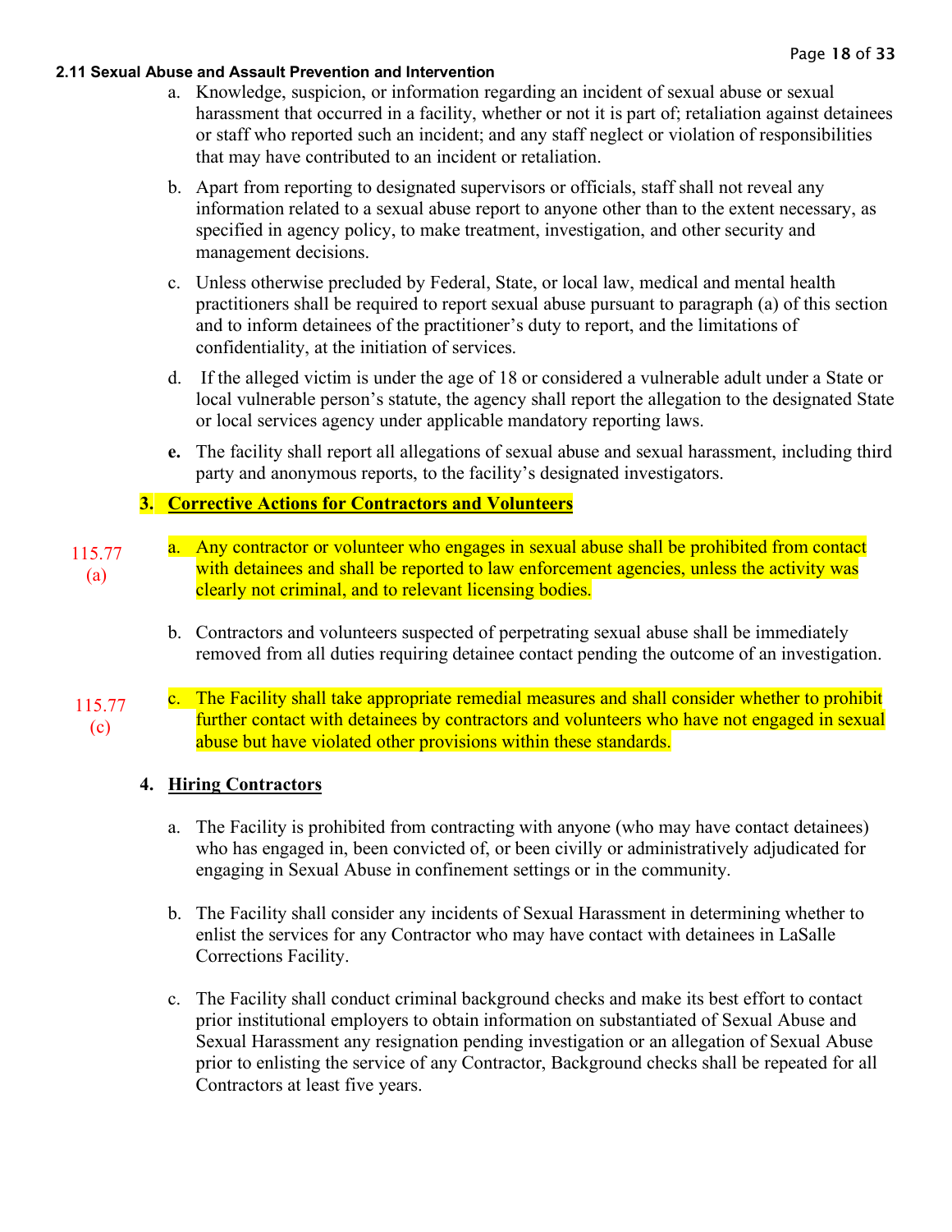**2.11 Sexual Abuse and Assault Prevention and Intervention**

a. Knowledge, suspicion, or information regarding an incident of sexual abuse or sexual harassment that occurred in a facility, whether or not it is part of; retaliation against detainees or staff who reported such an incident; and any staff neglect or violation of responsibilities that may have contributed to an incident or retaliation.

b. Apart from reporting to designated supervisors or officials, staff shall not reveal any information related to a sexual abuse report to anyone other than to the extent necessary, as specified in agency policy, to make treatment, investigation, and other security and management decisions.

c. Unless otherwise precluded by Federal, State, or local law, medical and mental health practitioners shall be required to report sexual abuse pursuant to paragraph (a) of this section and to inform detainees of the practitioner's duty to report, and the limitations of confidentiality, at the initiation of services.

d. If the alleged victim is under the age of 18 or considered a vulnerable adult under a State or local vulnerable person's statute, the agency shall report the allegation to the designated State or local services agency under applicable mandatory reporting laws.

**e.** The facility shall report all allegations of sexual abuse and sexual harassment, including third party and anonymous reports, to the facility's designated investigators.

**3. Corrective Actions for Contractors and Volunteers**

115.77 (a)

a. Any contractor or volunteer who engages in sexual abuse shall be prohibited from contact with detainees and shall be reported to law enforcement agencies, unless the activity was clearly not criminal, and to relevant licensing bodies.

b. Contractors and volunteers suspected of perpetrating sexual abuse shall be immediately removed from all duties requiring detainee contact pending the outcome of an investigation.

115.77 (c)

c. The Facility shall take appropriate remedial measures and shall consider whether to prohibit further contact with detainees by contractors and volunteers who have not engaged in sexual abuse but have violated other provisions within these standards.

**4. Hiring Contractors**

a. The Facility is prohibited from contracting with anyone (who may have contact detainees) who has engaged in, been convicted of, or been civilly or administratively adjudicated for engaging in Sexual Abuse in confinement settings or in the community.

b. The Facility shall consider any incidents of Sexual Harassment in determining whether to enlist the services for any Contractor who may have contact with detainees in LaSalle Corrections Facility.

c. The Facility shall conduct criminal background checks and make its best effort to contact prior institutional employers to obtain information on substantiated of Sexual Abuse and Sexual Harassment any resignation pending investigation or an allegation of Sexual Abuse prior to enlisting the service of any Contractor, Background checks shall be repeated for all Contractors at least five years.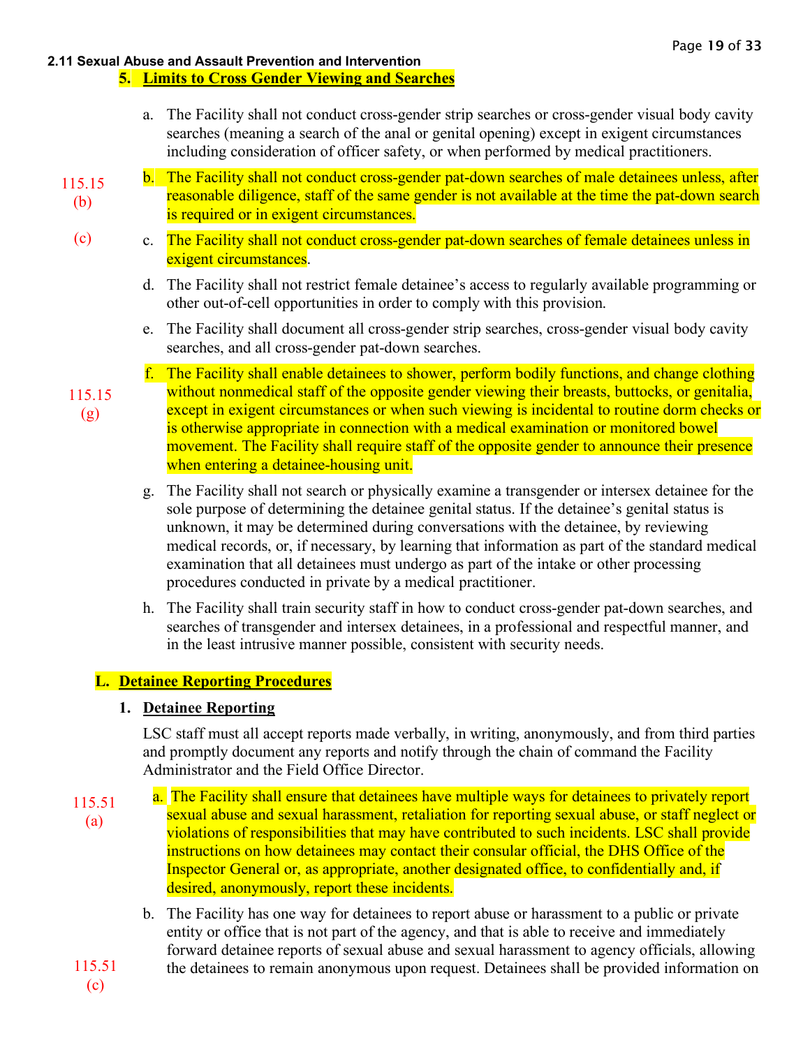**2.11 Sexual Abuse and Assault Prevention and Intervention**

**5. Limits to Cross Gender Viewing and Searches**

a. The Facility shall not conduct cross-gender strip searches or cross-gender visual body cavity searches (meaning a search of the anal or genital opening) except in exigent circumstances including consideration of officer safety, or when performed by medical practitioners.

115.15 (b)

b. The Facility shall not conduct cross-gender pat-down searches of male detainees unless, after reasonable diligence, staff of the same gender is not available at the time the pat-down search is required or in exigent circumstances.

(c)

c. The Facility shall not conduct cross-gender pat-down searches of female detainees unless in exigent circumstances.

d. The Facility shall not restrict female detainee's access to regularly available programming or other out-of-cell opportunities in order to comply with this provision.

e. The Facility shall document all cross-gender strip searches, cross-gender visual body cavity searches, and all cross-gender pat-down searches.

115.15 (g)

f. The Facility shall enable detainees to shower, perform bodily functions, and change clothing without nonmedical staff of the opposite gender viewing their breasts, buttocks, or genitalia, except in exigent circumstances or when such viewing is incidental to routine dorm checks or is otherwise appropriate in connection with a medical examination or monitored bowel movement. The Facility shall require staff of the opposite gender to announce their presence when entering a detainee-housing unit.

g. The Facility shall not search or physically examine a transgender or intersex detainee for the sole purpose of determining the detainee genital status. If the detainee's genital status is unknown, it may be determined during conversations with the detainee, by reviewing medical records, or, if necessary, by learning that information as part of the standard medical examination that all detainees must undergo as part of the intake or other processing procedures conducted in private by a medical practitioner.

h. The Facility shall train security staff in how to conduct cross-gender pat-down searches, and searches of transgender and intersex detainees, in a professional and respectful manner, and in the least intrusive manner possible, consistent with security needs.

## L. Detainee Reporting Procedures

**1. Detainee Reporting**

LSC staff must all accept reports made verbally, in writing, anonymously, and from third parties and promptly document any reports and notify through the chain of command the Facility Administrator and the Field Office Director.

115.51 (a)

a. The Facility shall ensure that detainees have multiple ways for detainees to privately report sexual abuse and sexual harassment, retaliation for reporting sexual abuse, or staff neglect or violations of responsibilities that may have contributed to such incidents. LSC shall provide instructions on how detainees may contact their consular official, the DHS Office of the Inspector General or, as appropriate, another designated office, to confidentially and, if desired, anonymously, report these incidents.

115.51 (c)

b. The Facility has one way for detainees to report abuse or harassment to a public or private entity or office that is not part of the agency, and that is able to receive and immediately forward detainee reports of sexual abuse and sexual harassment to agency officials, allowing the detainees to remain anonymous upon request. Detainees shall be provided information on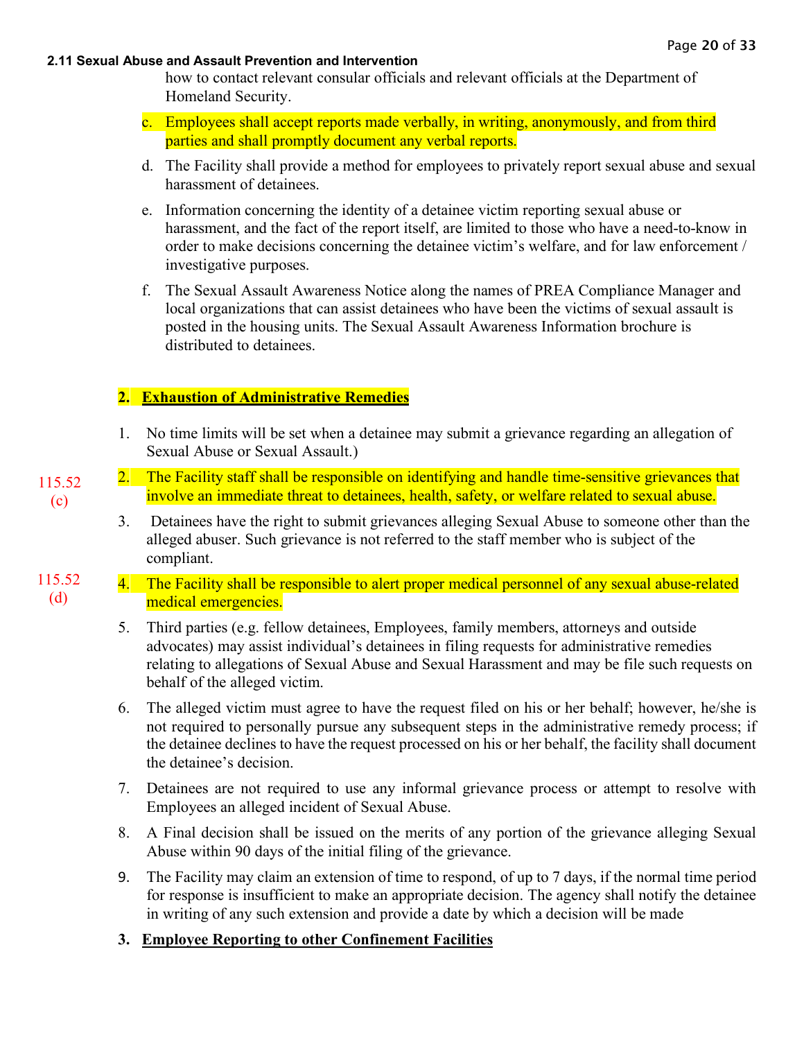**2.11 Sexual Abuse and Assault Prevention and Intervention**

how to contact relevant consular officials and relevant officials at the Department of Homeland Security.

c. Employees shall accept reports made verbally, in writing, anonymously, and from third parties and shall promptly document any verbal reports.

d. The Facility shall provide a method for employees to privately report sexual abuse and sexual harassment of detainees.

e. Information concerning the identity of a detainee victim reporting sexual abuse or harassment, and the fact of the report itself, are limited to those who have a need-to-know in order to make decisions concerning the detainee victim's welfare, and for law enforcement / investigative purposes.

f. The Sexual Assault Awareness Notice along the names of PREA Compliance Manager and local organizations that can assist detainees who have been the victims of sexual assault is posted in the housing units. The Sexual Assault Awareness Information brochure is distributed to detainees.

**2. Exhaustion of Administrative Remedies**

1. No time limits will be set when a detainee may submit a grievance regarding an allegation of Sexual Abuse or Sexual Assault.)

2. The Facility staff shall be responsible on identifying and handle time-sensitive grievances that involve an immediate threat to detainees, health, safety, or welfare related to sexual abuse. *(115.52 (c))*

3. Detainees have the right to submit grievances alleging Sexual Abuse to someone other than the alleged abuser. Such grievance is not referred to the staff member who is subject of the compliant.

4. The Facility shall be responsible to alert proper medical personnel of any sexual abuse-related medical emergencies. *(115.52 (d))*

5. Third parties (e.g. fellow detainees, Employees, family members, attorneys and outside advocates) may assist individual's detainees in filing requests for administrative remedies relating to allegations of Sexual Abuse and Sexual Harassment and may be file such requests on behalf of the alleged victim.

6. The alleged victim must agree to have the request filed on his or her behalf; however, he/she is not required to personally pursue any subsequent steps in the administrative remedy process; if the detainee declines to have the request processed on his or her behalf, the facility shall document the detainee's decision.

7. Detainees are not required to use any informal grievance process or attempt to resolve with Employees an alleged incident of Sexual Abuse.

8. A Final decision shall be issued on the merits of any portion of the grievance alleging Sexual Abuse within 90 days of the initial filing of the grievance.

9. The Facility may claim an extension of time to respond, of up to 7 days, if the normal time period for response is insufficient to make an appropriate decision. The agency shall notify the detainee in writing of any such extension and provide a date by which a decision will be made

**3. Employee Reporting to other Confinement Facilities**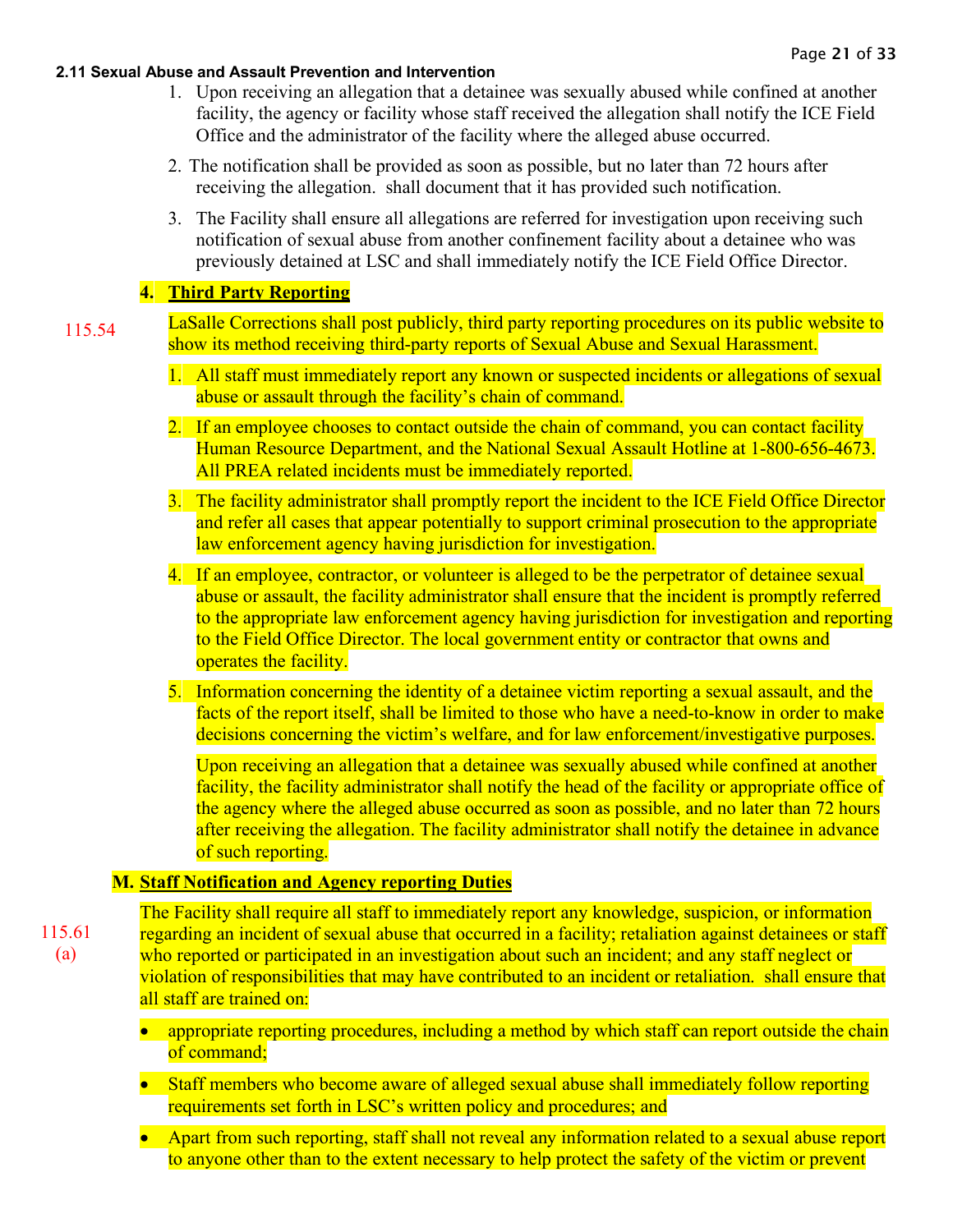**2.11 Sexual Abuse and Assault Prevention and Intervention**

1. Upon receiving an allegation that a detainee was sexually abused while confined at another facility, the agency or facility whose staff received the allegation shall notify the ICE Field Office and the administrator of the facility where the alleged abuse occurred.
2. The notification shall be provided as soon as possible, but no later than 72 hours after receiving the allegation. shall document that it has provided such notification.
3. The Facility shall ensure all allegations are referred for investigation upon receiving such notification of sexual abuse from another confinement facility about a detainee who was previously detained at LSC and shall immediately notify the ICE Field Office Director.

**4. Third Party Reporting**

115.54

LaSalle Corrections shall post publicly, third party reporting procedures on its public website to show its method receiving third-party reports of Sexual Abuse and Sexual Harassment.

1. All staff must immediately report any known or suspected incidents or allegations of sexual abuse or assault through the facility's chain of command.
2. If an employee chooses to contact outside the chain of command, you can contact facility Human Resource Department, and the National Sexual Assault Hotline at 1-800-656-4673. All PREA related incidents must be immediately reported.
3. The facility administrator shall promptly report the incident to the ICE Field Office Director and refer all cases that appear potentially to support criminal prosecution to the appropriate law enforcement agency having jurisdiction for investigation.
4. If an employee, contractor, or volunteer is alleged to be the perpetrator of detainee sexual abuse or assault, the facility administrator shall ensure that the incident is promptly referred to the appropriate law enforcement agency having jurisdiction for investigation and reporting to the Field Office Director. The local government entity or contractor that owns and operates the facility.
5. Information concerning the identity of a detainee victim reporting a sexual assault, and the facts of the report itself, shall be limited to those who have a need-to-know in order to make decisions concerning the victim's welfare, and for law enforcement/investigative purposes.

   Upon receiving an allegation that a detainee was sexually abused while confined at another facility, the facility administrator shall notify the head of the facility or appropriate office of the agency where the alleged abuse occurred as soon as possible, and no later than 72 hours after receiving the allegation. The facility administrator shall notify the detainee in advance of such reporting.

**M. Staff Notification and Agency reporting Duties**

115.61 (a)

The Facility shall require all staff to immediately report any knowledge, suspicion, or information regarding an incident of sexual abuse that occurred in a facility; retaliation against detainees or staff who reported or participated in an investigation about such an incident; and any staff neglect or violation of responsibilities that may have contributed to an incident or retaliation. shall ensure that all staff are trained on:

- appropriate reporting procedures, including a method by which staff can report outside the chain of command;
- Staff members who become aware of alleged sexual abuse shall immediately follow reporting requirements set forth in LSC's written policy and procedures; and
- Apart from such reporting, staff shall not reveal any information related to a sexual abuse report to anyone other than to the extent necessary to help protect the safety of the victim or prevent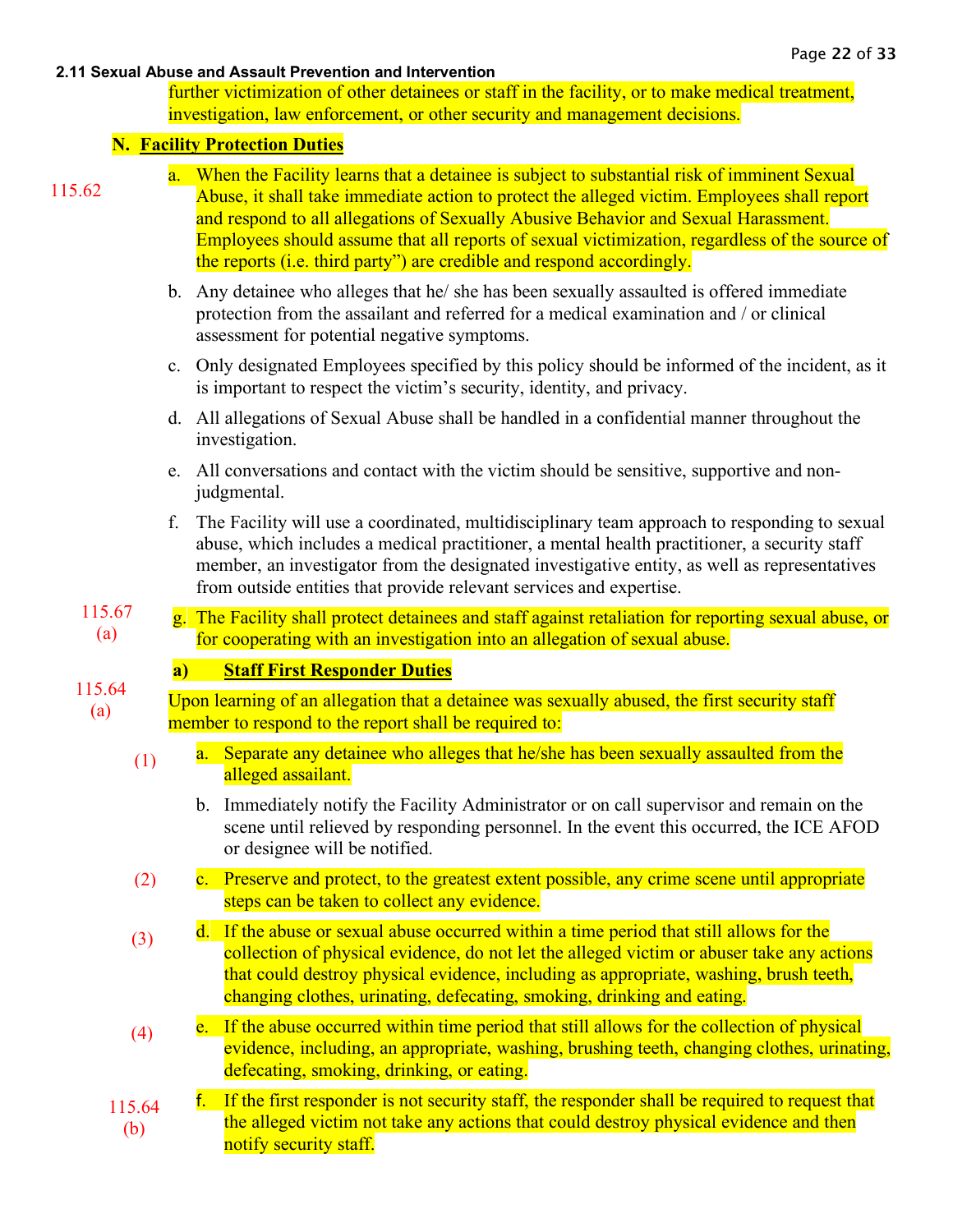further victimization of other detainees or staff in the facility, or to make medical treatment, investigation, law enforcement, or other security and management decisions.

**N. Facility Protection Duties**

115.62

a. When the Facility learns that a detainee is subject to substantial risk of imminent Sexual Abuse, it shall take immediate action to protect the alleged victim. Employees shall report and respond to all allegations of Sexually Abusive Behavior and Sexual Harassment. Employees should assume that all reports of sexual victimization, regardless of the source of the reports (i.e. third party") are credible and respond accordingly.

b. Any detainee who alleges that he/ she has been sexually assaulted is offered immediate protection from the assailant and referred for a medical examination and / or clinical assessment for potential negative symptoms.

c. Only designated Employees specified by this policy should be informed of the incident, as it is important to respect the victim's security, identity, and privacy.

d. All allegations of Sexual Abuse shall be handled in a confidential manner throughout the investigation.

e. All conversations and contact with the victim should be sensitive, supportive and non-judgmental.

f. The Facility will use a coordinated, multidisciplinary team approach to responding to sexual abuse, which includes a medical practitioner, a mental health practitioner, a security staff member, an investigator from the designated investigative entity, as well as representatives from outside entities that provide relevant services and expertise.

115.67 (a)

g. The Facility shall protect detainees and staff against retaliation for reporting sexual abuse, or for cooperating with an investigation into an allegation of sexual abuse.

**a) Staff First Responder Duties**

115.64 (a)

Upon learning of an allegation that a detainee was sexually abused, the first security staff member to respond to the report shall be required to:

(1) a. Separate any detainee who alleges that he/she has been sexually assaulted from the alleged assailant.

b. Immediately notify the Facility Administrator or on call supervisor and remain on the scene until relieved by responding personnel. In the event this occurred, the ICE AFOD or designee will be notified.

(2) c. Preserve and protect, to the greatest extent possible, any crime scene until appropriate steps can be taken to collect any evidence.

(3) d. If the abuse or sexual abuse occurred within a time period that still allows for the collection of physical evidence, do not let the alleged victim or abuser take any actions that could destroy physical evidence, including as appropriate, washing, brush teeth, changing clothes, urinating, defecating, smoking, drinking and eating.

(4) e. If the abuse occurred within time period that still allows for the collection of physical evidence, including, an appropriate, washing, brushing teeth, changing clothes, urinating, defecating, smoking, drinking, or eating.

115.64 (b)

f. If the first responder is not security staff, the responder shall be required to request that the alleged victim not take any actions that could destroy physical evidence and then notify security staff.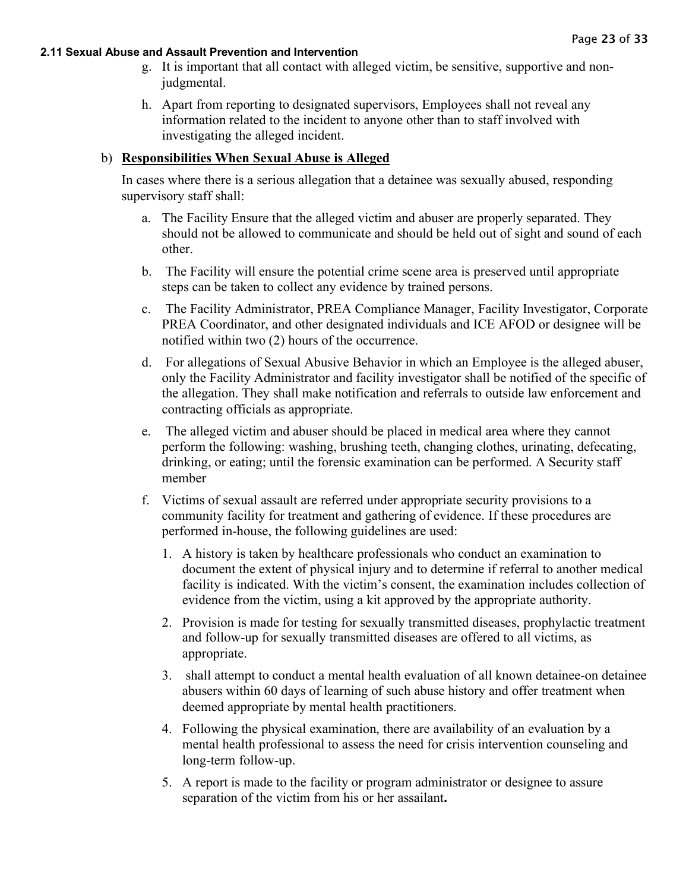#### 2.11 Sexual Abuse and Assault Prevention and Intervention

g. It is important that all contact with alleged victim, be sensitive, supportive and non-judgmental.

h. Apart from reporting to designated supervisors, Employees shall not reveal any information related to the incident to anyone other than to staff involved with investigating the alleged incident.

b) **<u>Responsibilities When Sexual Abuse is Alleged</u>**

In cases where there is a serious allegation that a detainee was sexually abused, responding supervisory staff shall:

a. The Facility Ensure that the alleged victim and abuser are properly separated. They should not be allowed to communicate and should be held out of sight and sound of each other.

b. The Facility will ensure the potential crime scene area is preserved until appropriate steps can be taken to collect any evidence by trained persons.

c. The Facility Administrator, PREA Compliance Manager, Facility Investigator, Corporate PREA Coordinator, and other designated individuals and ICE AFOD or designee will be notified within two (2) hours of the occurrence.

d. For allegations of Sexual Abusive Behavior in which an Employee is the alleged abuser, only the Facility Administrator and facility investigator shall be notified of the specific of the allegation. They shall make notification and referrals to outside law enforcement and contracting officials as appropriate.

e. The alleged victim and abuser should be placed in medical area where they cannot perform the following: washing, brushing teeth, changing clothes, urinating, defecating, drinking, or eating; until the forensic examination can be performed. A Security staff member

f. Victims of sexual assault are referred under appropriate security provisions to a community facility for treatment and gathering of evidence. If these procedures are performed in-house, the following guidelines are used:

1. A history is taken by healthcare professionals who conduct an examination to document the extent of physical injury and to determine if referral to another medical facility is indicated. With the victim's consent, the examination includes collection of evidence from the victim, using a kit approved by the appropriate authority.
2. Provision is made for testing for sexually transmitted diseases, prophylactic treatment and follow-up for sexually transmitted diseases are offered to all victims, as appropriate.
3. shall attempt to conduct a mental health evaluation of all known detainee-on detainee abusers within 60 days of learning of such abuse history and offer treatment when deemed appropriate by mental health practitioners.
4. Following the physical examination, there are availability of an evaluation by a mental health professional to assess the need for crisis intervention counseling and long-term follow-up.
5. A report is made to the facility or program administrator or designee to assure separation of the victim from his or her assailant**.**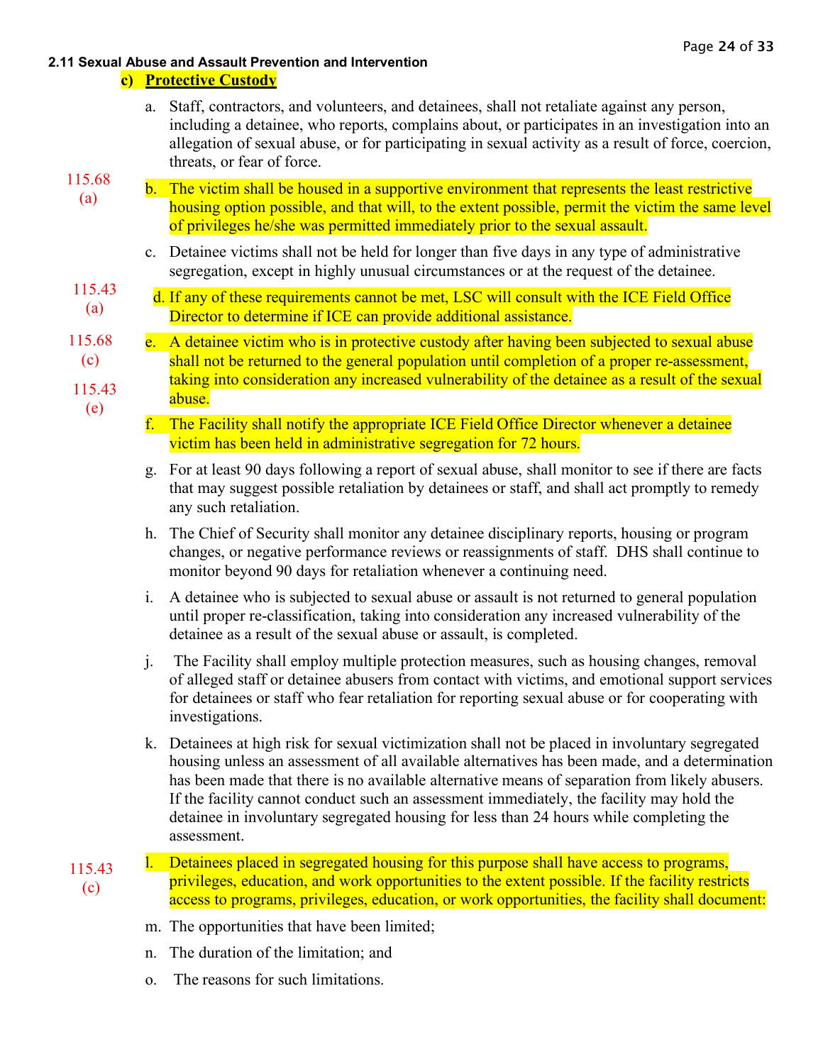**2.11 Sexual Abuse and Assault Prevention and Intervention**

**c) Protective Custody**

a. Staff, contractors, and volunteers, and detainees, shall not retaliate against any person, including a detainee, who reports, complains about, or participates in an investigation into an allegation of sexual abuse, or for participating in sexual activity as a result of force, coercion, threats, or fear of force.

115.68 (a)

b. The victim shall be housed in a supportive environment that represents the least restrictive housing option possible, and that will, to the extent possible, permit the victim the same level of privileges he/she was permitted immediately prior to the sexual assault.

c. Detainee victims shall not be held for longer than five days in any type of administrative segregation, except in highly unusual circumstances or at the request of the detainee.

115.43 (a)

d. If any of these requirements cannot be met, LSC will consult with the ICE Field Office Director to determine if ICE can provide additional assistance.

115.68 (c)

115.43 (e)

e. A detainee victim who is in protective custody after having been subjected to sexual abuse shall not be returned to the general population until completion of a proper re-assessment, taking into consideration any increased vulnerability of the detainee as a result of the sexual abuse.

f. The Facility shall notify the appropriate ICE Field Office Director whenever a detainee victim has been held in administrative segregation for 72 hours.

g. For at least 90 days following a report of sexual abuse, shall monitor to see if there are facts that may suggest possible retaliation by detainees or staff, and shall act promptly to remedy any such retaliation.

h. The Chief of Security shall monitor any detainee disciplinary reports, housing or program changes, or negative performance reviews or reassignments of staff. DHS shall continue to monitor beyond 90 days for retaliation whenever a continuing need.

i. A detainee who is subjected to sexual abuse or assault is not returned to general population until proper re-classification, taking into consideration any increased vulnerability of the detainee as a result of the sexual abuse or assault, is completed.

j. The Facility shall employ multiple protection measures, such as housing changes, removal of alleged staff or detainee abusers from contact with victims, and emotional support services for detainees or staff who fear retaliation for reporting sexual abuse or for cooperating with investigations.

k. Detainees at high risk for sexual victimization shall not be placed in involuntary segregated housing unless an assessment of all available alternatives has been made, and a determination has been made that there is no available alternative means of separation from likely abusers. If the facility cannot conduct such an assessment immediately, the facility may hold the detainee in involuntary segregated housing for less than 24 hours while completing the assessment.

115.43 (c)

l. Detainees placed in segregated housing for this purpose shall have access to programs, privileges, education, and work opportunities to the extent possible. If the facility restricts access to programs, privileges, education, or work opportunities, the facility shall document:

m. The opportunities that have been limited;

n. The duration of the limitation; and

o. The reasons for such limitations.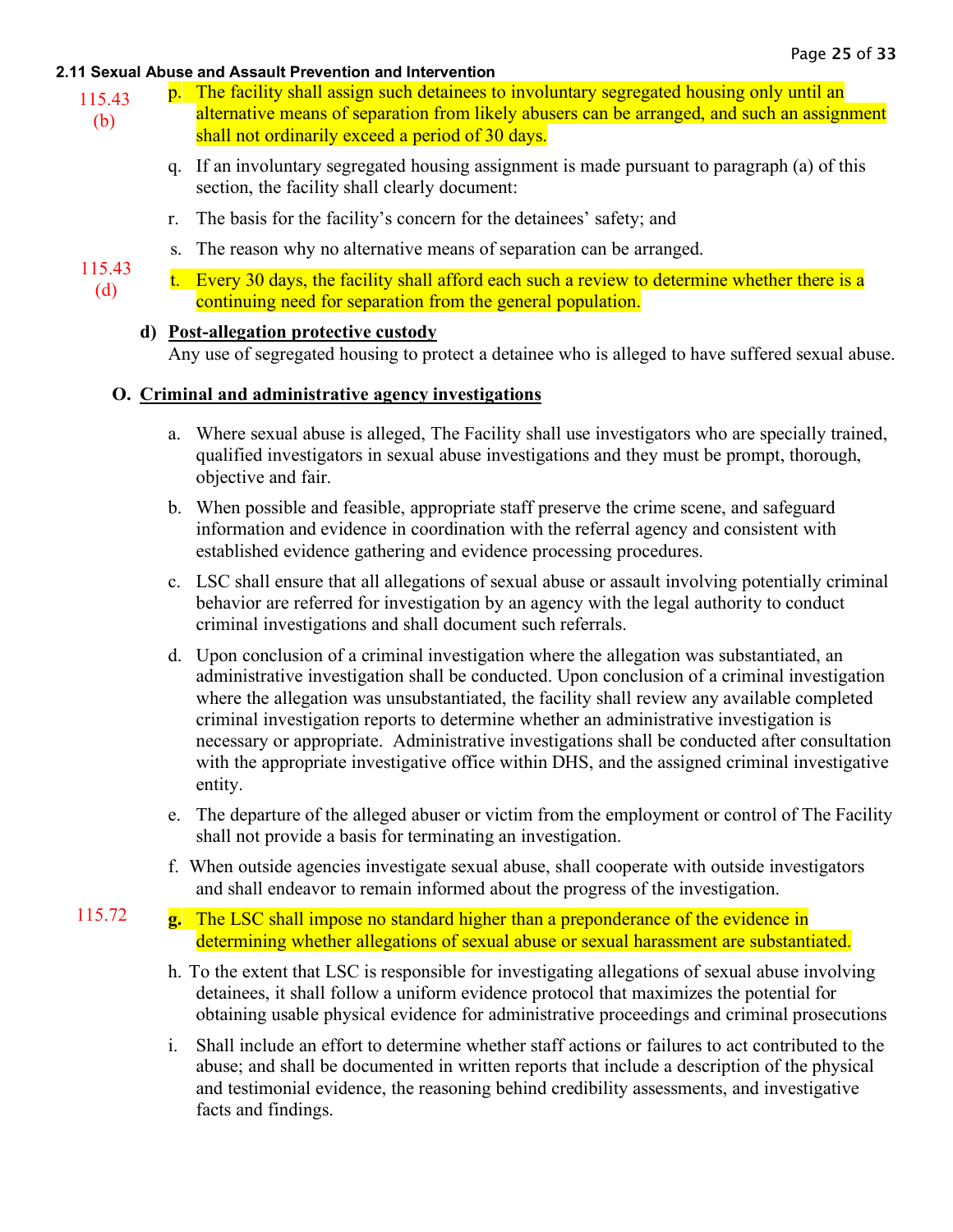2.11 Sexual Abuse and Assault Prevention and Intervention

115.43 (b)

p. The facility shall assign such detainees to involuntary segregated housing only until an alternative means of separation from likely abusers can be arranged, and such an assignment shall not ordinarily exceed a period of 30 days.

q. If an involuntary segregated housing assignment is made pursuant to paragraph (a) of this section, the facility shall clearly document:

r. The basis for the facility's concern for the detainees' safety; and

s. The reason why no alternative means of separation can be arranged.

115.43 (d)

t. Every 30 days, the facility shall afford each such a review to determine whether there is a continuing need for separation from the general population.

**d) <u>Post-allegation protective custody</u>**

Any use of segregated housing to protect a detainee who is alleged to have suffered sexual abuse.

**O. <u>Criminal and administrative agency investigations</u>**

a. Where sexual abuse is alleged, The Facility shall use investigators who are specially trained, qualified investigators in sexual abuse investigations and they must be prompt, thorough, objective and fair.

b. When possible and feasible, appropriate staff preserve the crime scene, and safeguard information and evidence in coordination with the referral agency and consistent with established evidence gathering and evidence processing procedures.

c. LSC shall ensure that all allegations of sexual abuse or assault involving potentially criminal behavior are referred for investigation by an agency with the legal authority to conduct criminal investigations and shall document such referrals.

d. Upon conclusion of a criminal investigation where the allegation was substantiated, an administrative investigation shall be conducted. Upon conclusion of a criminal investigation where the allegation was unsubstantiated, the facility shall review any available completed criminal investigation reports to determine whether an administrative investigation is necessary or appropriate. Administrative investigations shall be conducted after consultation with the appropriate investigative office within DHS, and the assigned criminal investigative entity.

e. The departure of the alleged abuser or victim from the employment or control of The Facility shall not provide a basis for terminating an investigation.

f. When outside agencies investigate sexual abuse, shall cooperate with outside investigators and shall endeavor to remain informed about the progress of the investigation.

115.72

**g.** The LSC shall impose no standard higher than a preponderance of the evidence in determining whether allegations of sexual abuse or sexual harassment are substantiated.

h. To the extent that LSC is responsible for investigating allegations of sexual abuse involving detainees, it shall follow a uniform evidence protocol that maximizes the potential for obtaining usable physical evidence for administrative proceedings and criminal prosecutions

i. Shall include an effort to determine whether staff actions or failures to act contributed to the abuse; and shall be documented in written reports that include a description of the physical and testimonial evidence, the reasoning behind credibility assessments, and investigative facts and findings.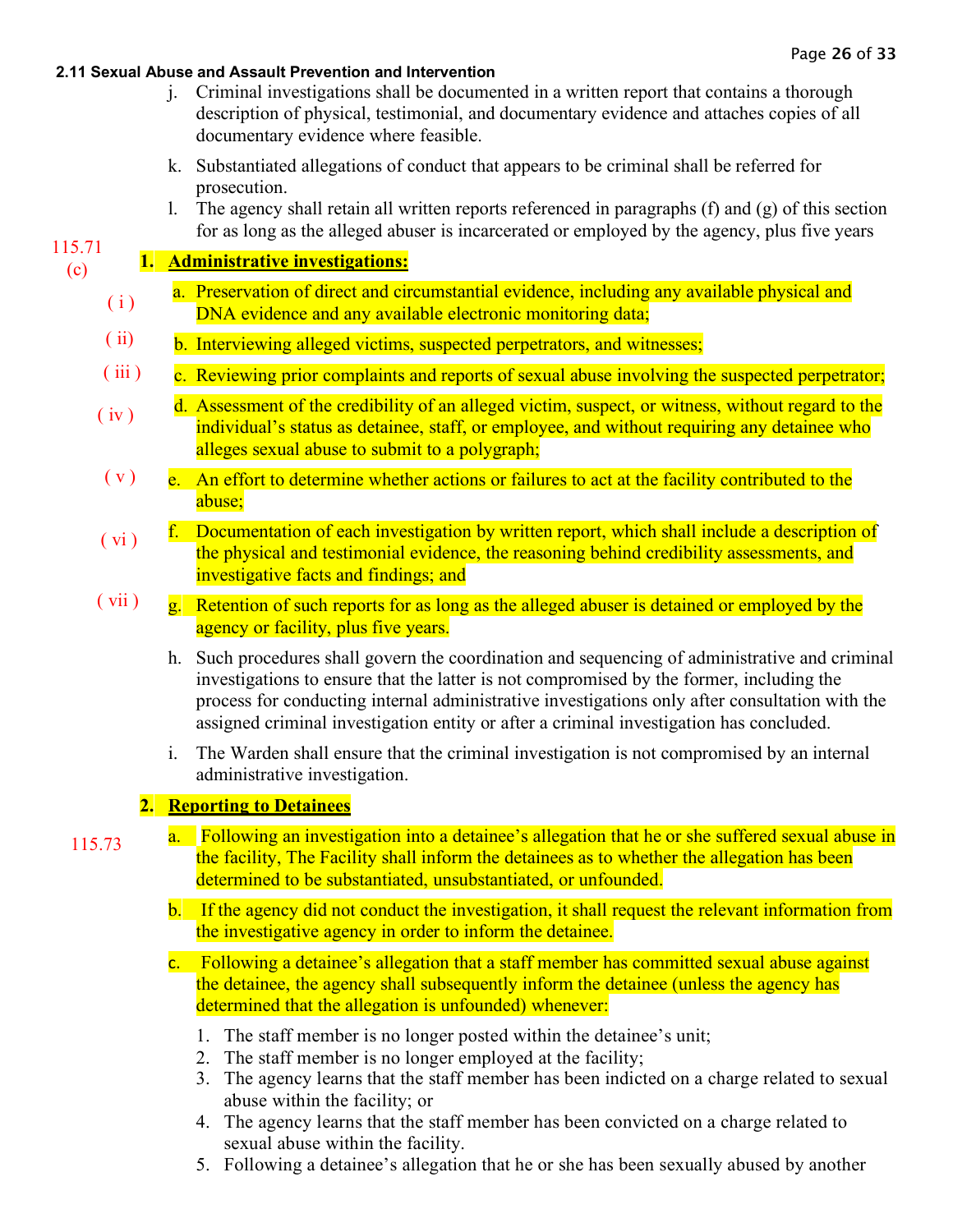**2.11 Sexual Abuse and Assault Prevention and Intervention**

j. Criminal investigations shall be documented in a written report that contains a thorough description of physical, testimonial, and documentary evidence and attaches copies of all documentary evidence where feasible.

k. Substantiated allegations of conduct that appears to be criminal shall be referred for prosecution.

l. The agency shall retain all written reports referenced in paragraphs (f) and (g) of this section for as long as the alleged abuser is incarcerated or employed by the agency, plus five years

115.71 (c)

1. **Administrative investigations:**

( i ) a. Preservation of direct and circumstantial evidence, including any available physical and DNA evidence and any available electronic monitoring data;

( ii ) b. Interviewing alleged victims, suspected perpetrators, and witnesses;

( iii ) c. Reviewing prior complaints and reports of sexual abuse involving the suspected perpetrator;

( iv ) d. Assessment of the credibility of an alleged victim, suspect, or witness, without regard to the individual's status as detainee, staff, or employee, and without requiring any detainee who alleges sexual abuse to submit to a polygraph;

( v ) e. An effort to determine whether actions or failures to act at the facility contributed to the abuse;

( vi ) f. Documentation of each investigation by written report, which shall include a description of the physical and testimonial evidence, the reasoning behind credibility assessments, and investigative facts and findings; and

( vii ) g. Retention of such reports for as long as the alleged abuser is detained or employed by the agency or facility, plus five years.

h. Such procedures shall govern the coordination and sequencing of administrative and criminal investigations to ensure that the latter is not compromised by the former, including the process for conducting internal administrative investigations only after consultation with the assigned criminal investigation entity or after a criminal investigation has concluded.

i. The Warden shall ensure that the criminal investigation is not compromised by an internal administrative investigation.

2. **Reporting to Detainees**

115.73

a. Following an investigation into a detainee's allegation that he or she suffered sexual abuse in the facility, The Facility shall inform the detainees as to whether the allegation has been determined to be substantiated, unsubstantiated, or unfounded.

b. If the agency did not conduct the investigation, it shall request the relevant information from the investigative agency in order to inform the detainee.

c. Following a detainee's allegation that a staff member has committed sexual abuse against the detainee, the agency shall subsequently inform the detainee (unless the agency has determined that the allegation is unfounded) whenever:

   1. The staff member is no longer posted within the detainee's unit;
   2. The staff member is no longer employed at the facility;
   3. The agency learns that the staff member has been indicted on a charge related to sexual abuse within the facility; or
   4. The agency learns that the staff member has been convicted on a charge related to sexual abuse within the facility.
   5. Following a detainee's allegation that he or she has been sexually abused by another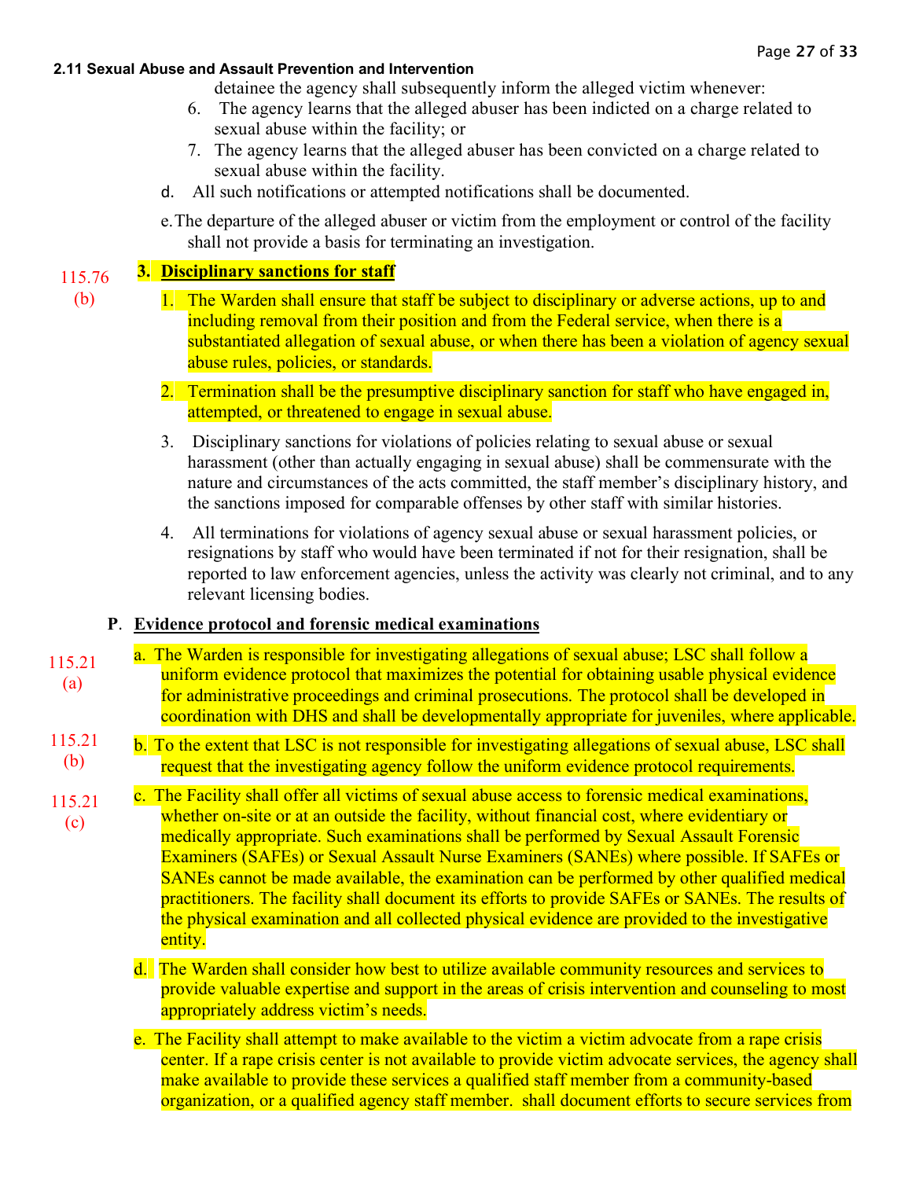**2.11 Sexual Abuse and Assault Prevention and Intervention**

detainee the agency shall subsequently inform the alleged victim whenever:

6. The agency learns that the alleged abuser has been indicted on a charge related to sexual abuse within the facility; or
7. The agency learns that the alleged abuser has been convicted on a charge related to sexual abuse within the facility.

d. All such notifications or attempted notifications shall be documented.

e. The departure of the alleged abuser or victim from the employment or control of the facility shall not provide a basis for terminating an investigation.

115.76 (b)

**3. Disciplinary sanctions for staff**

1. The Warden shall ensure that staff be subject to disciplinary or adverse actions, up to and including removal from their position and from the Federal service, when there is a substantiated allegation of sexual abuse, or when there has been a violation of agency sexual abuse rules, policies, or standards.
2. Termination shall be the presumptive disciplinary sanction for staff who have engaged in, attempted, or threatened to engage in sexual abuse.
3. Disciplinary sanctions for violations of policies relating to sexual abuse or sexual harassment (other than actually engaging in sexual abuse) shall be commensurate with the nature and circumstances of the acts committed, the staff member's disciplinary history, and the sanctions imposed for comparable offenses by other staff with similar histories.
4. All terminations for violations of agency sexual abuse or sexual harassment policies, or resignations by staff who would have been terminated if not for their resignation, shall be reported to law enforcement agencies, unless the activity was clearly not criminal, and to any relevant licensing bodies.

**P. Evidence protocol and forensic medical examinations**

115.21 (a)

a. The Warden is responsible for investigating allegations of sexual abuse; LSC shall follow a uniform evidence protocol that maximizes the potential for obtaining usable physical evidence for administrative proceedings and criminal prosecutions. The protocol shall be developed in coordination with DHS and shall be developmentally appropriate for juveniles, where applicable.

115.21 (b)

b. To the extent that LSC is not responsible for investigating allegations of sexual abuse, LSC shall request that the investigating agency follow the uniform evidence protocol requirements.

115.21 (c)

c. The Facility shall offer all victims of sexual abuse access to forensic medical examinations, whether on-site or at an outside the facility, without financial cost, where evidentiary or medically appropriate. Such examinations shall be performed by Sexual Assault Forensic Examiners (SAFEs) or Sexual Assault Nurse Examiners (SANEs) where possible. If SAFEs or SANEs cannot be made available, the examination can be performed by other qualified medical practitioners. The facility shall document its efforts to provide SAFEs or SANEs. The results of the physical examination and all collected physical evidence are provided to the investigative entity.

d. The Warden shall consider how best to utilize available community resources and services to provide valuable expertise and support in the areas of crisis intervention and counseling to most appropriately address victim's needs.

e. The Facility shall attempt to make available to the victim a victim advocate from a rape crisis center. If a rape crisis center is not available to provide victim advocate services, the agency shall make available to provide these services a qualified staff member from a community-based organization, or a qualified agency staff member. shall document efforts to secure services from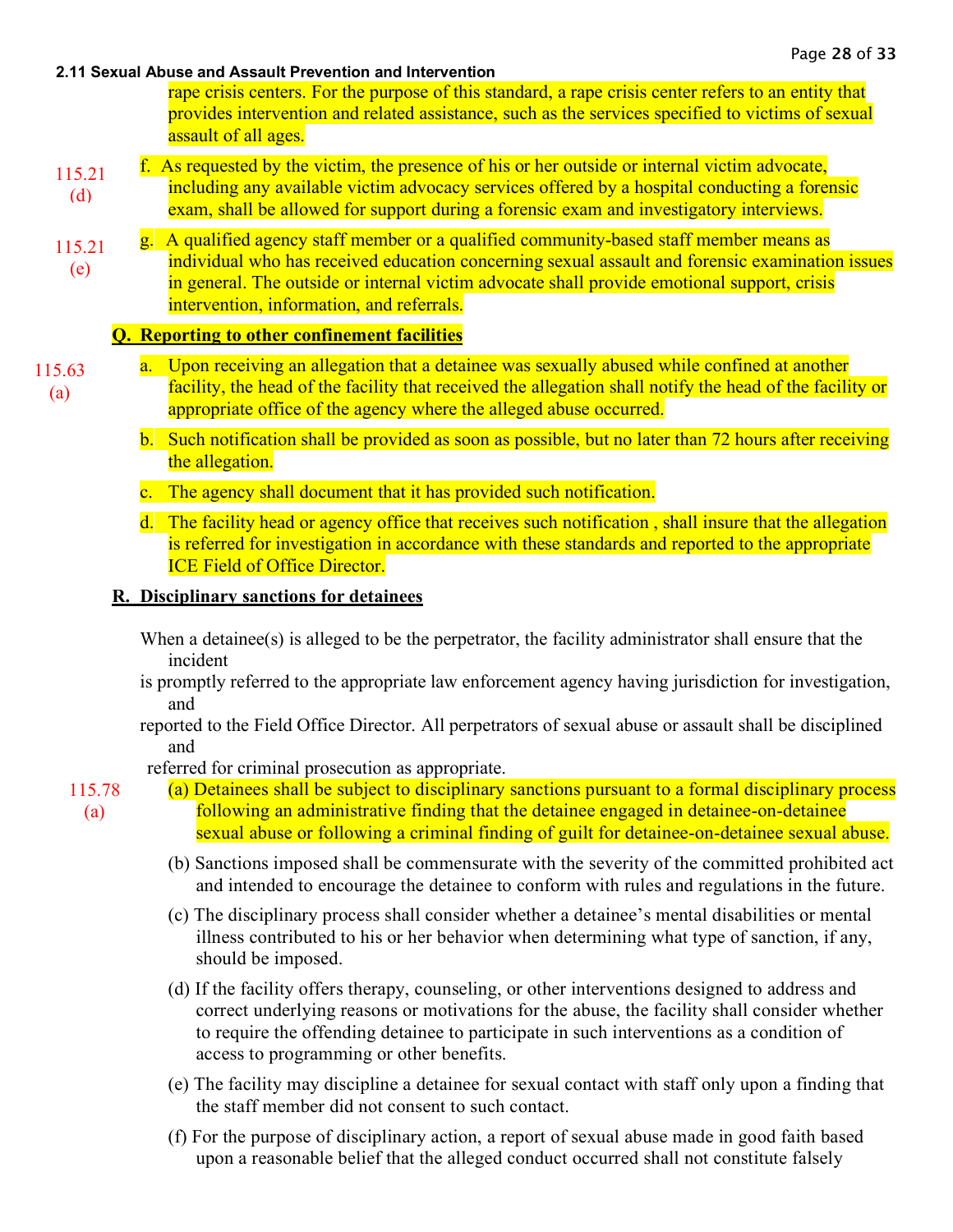**2.11 Sexual Abuse and Assault Prevention and Intervention**

rape crisis centers. For the purpose of this standard, a rape crisis center refers to an entity that provides intervention and related assistance, such as the services specified to victims of sexual assault of all ages.

115.21 (d)

f. As requested by the victim, the presence of his or her outside or internal victim advocate, including any available victim advocacy services offered by a hospital conducting a forensic exam, shall be allowed for support during a forensic exam and investigatory interviews.

115.21 (e)

g. A qualified agency staff member or a qualified community-based staff member means as individual who has received education concerning sexual assault and forensic examination issues in general. The outside or internal victim advocate shall provide emotional support, crisis intervention, information, and referrals.

**Q. Reporting to other confinement facilities**

115.63 (a)

a. Upon receiving an allegation that a detainee was sexually abused while confined at another facility, the head of the facility that received the allegation shall notify the head of the facility or appropriate office of the agency where the alleged abuse occurred.

b. Such notification shall be provided as soon as possible, but no later than 72 hours after receiving the allegation.

c. The agency shall document that it has provided such notification.

d. The facility head or agency office that receives such notification , shall insure that the allegation is referred for investigation in accordance with these standards and reported to the appropriate ICE Field of Office Director.

**R. Disciplinary sanctions for detainees**

When a detainee(s) is alleged to be the perpetrator, the facility administrator shall ensure that the incident is promptly referred to the appropriate law enforcement agency having jurisdiction for investigation, and reported to the Field Office Director. All perpetrators of sexual abuse or assault shall be disciplined and referred for criminal prosecution as appropriate.

115.78 (a)

(a) Detainees shall be subject to disciplinary sanctions pursuant to a formal disciplinary process following an administrative finding that the detainee engaged in detainee-on-detainee sexual abuse or following a criminal finding of guilt for detainee-on-detainee sexual abuse.

(b) Sanctions imposed shall be commensurate with the severity of the committed prohibited act and intended to encourage the detainee to conform with rules and regulations in the future.

(c) The disciplinary process shall consider whether a detainee's mental disabilities or mental illness contributed to his or her behavior when determining what type of sanction, if any, should be imposed.

(d) If the facility offers therapy, counseling, or other interventions designed to address and correct underlying reasons or motivations for the abuse, the facility shall consider whether to require the offending detainee to participate in such interventions as a condition of access to programming or other benefits.

(e) The facility may discipline a detainee for sexual contact with staff only upon a finding that the staff member did not consent to such contact.

(f) For the purpose of disciplinary action, a report of sexual abuse made in good faith based upon a reasonable belief that the alleged conduct occurred shall not constitute falsely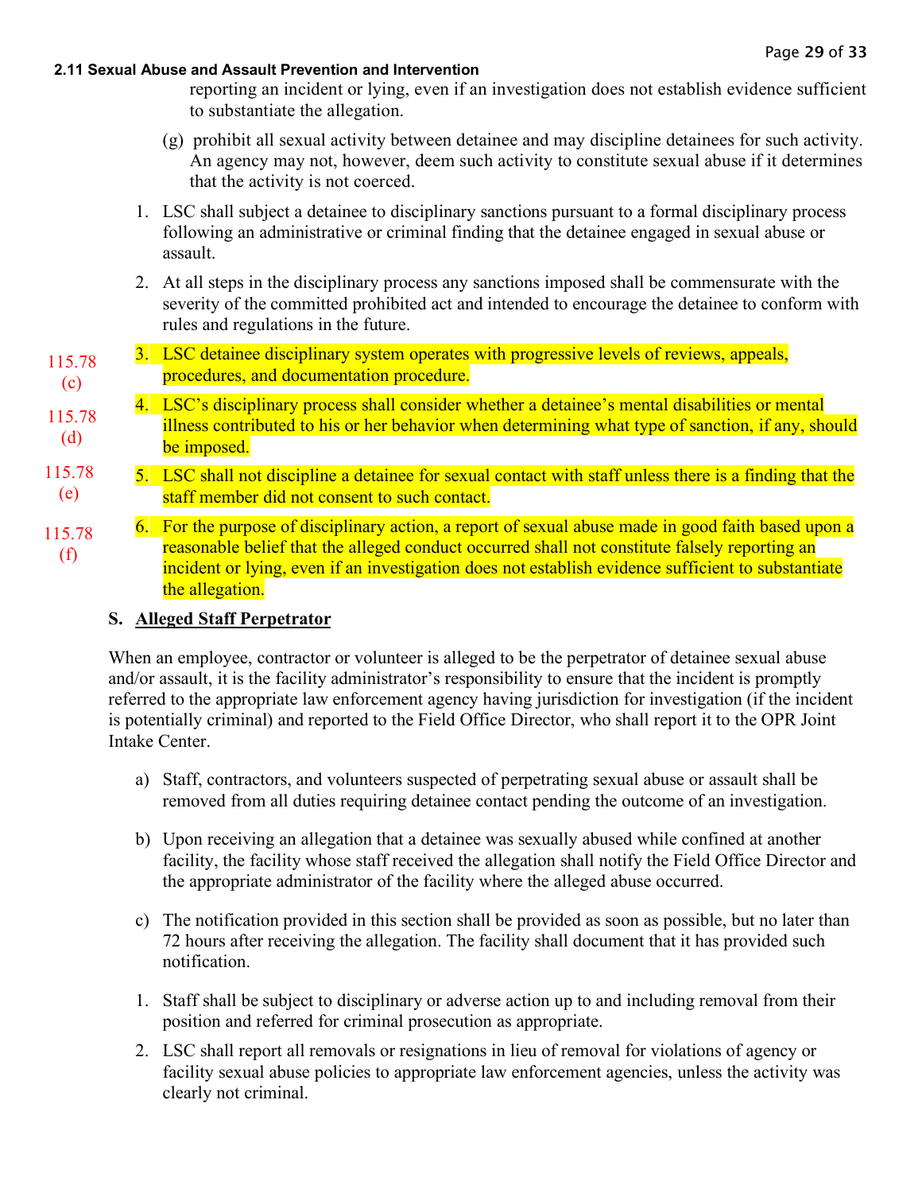reporting an incident or lying, even if an investigation does not establish evidence sufficient to substantiate the allegation.

(g) prohibit all sexual activity between detainee and may discipline detainees for such activity. An agency may not, however, deem such activity to constitute sexual abuse if it determines that the activity is not coerced.

1. LSC shall subject a detainee to disciplinary sanctions pursuant to a formal disciplinary process following an administrative or criminal finding that the detainee engaged in sexual abuse or assault.
2. At all steps in the disciplinary process any sanctions imposed shall be commensurate with the severity of the committed prohibited act and intended to encourage the detainee to conform with rules and regulations in the future.
3. LSC detainee disciplinary system operates with progressive levels of reviews, appeals, procedures, and documentation procedure. (115.78 (c))
4. LSC's disciplinary process shall consider whether a detainee's mental disabilities or mental illness contributed to his or her behavior when determining what type of sanction, if any, should be imposed. (115.78 (d))
5. LSC shall not discipline a detainee for sexual contact with staff unless there is a finding that the staff member did not consent to such contact. (115.78 (e))
6. For the purpose of disciplinary action, a report of sexual abuse made in good faith based upon a reasonable belief that the alleged conduct occurred shall not constitute falsely reporting an incident or lying, even if an investigation does not establish evidence sufficient to substantiate the allegation. (115.78 (f))

### S. Alleged Staff Perpetrator

When an employee, contractor or volunteer is alleged to be the perpetrator of detainee sexual abuse and/or assault, it is the facility administrator's responsibility to ensure that the incident is promptly referred to the appropriate law enforcement agency having jurisdiction for investigation (if the incident is potentially criminal) and reported to the Field Office Director, who shall report it to the OPR Joint Intake Center.

a) Staff, contractors, and volunteers suspected of perpetrating sexual abuse or assault shall be removed from all duties requiring detainee contact pending the outcome of an investigation.

b) Upon receiving an allegation that a detainee was sexually abused while confined at another facility, the facility whose staff received the allegation shall notify the Field Office Director and the appropriate administrator of the facility where the alleged abuse occurred.

c) The notification provided in this section shall be provided as soon as possible, but no later than 72 hours after receiving the allegation. The facility shall document that it has provided such notification.

1. Staff shall be subject to disciplinary or adverse action up to and including removal from their position and referred for criminal prosecution as appropriate.
2. LSC shall report all removals or resignations in lieu of removal for violations of agency or facility sexual abuse policies to appropriate law enforcement agencies, unless the activity was clearly not criminal.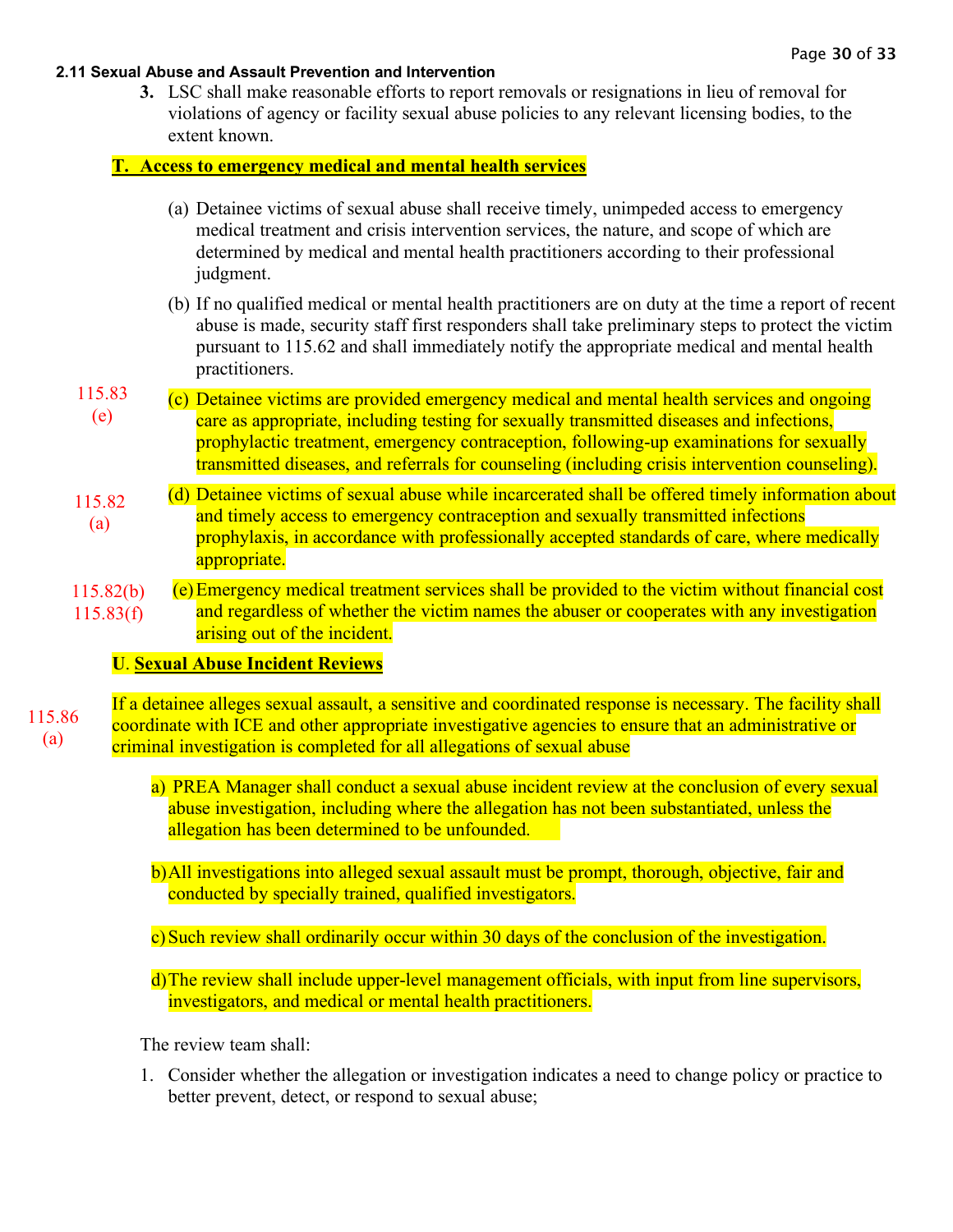## 2.11 Sexual Abuse and Assault Prevention and Intervention

3. LSC shall make reasonable efforts to report removals or resignations in lieu of removal for violations of agency or facility sexual abuse policies to any relevant licensing bodies, to the extent known.

**T. Access to emergency medical and mental health services**

(a) Detainee victims of sexual abuse shall receive timely, unimpeded access to emergency medical treatment and crisis intervention services, the nature, and scope of which are determined by medical and mental health practitioners according to their professional judgment.

(b) If no qualified medical or mental health practitioners are on duty at the time a report of recent abuse is made, security staff first responders shall take preliminary steps to protect the victim pursuant to 115.62 and shall immediately notify the appropriate medical and mental health practitioners.

115.83 (e)

(c) Detainee victims are provided emergency medical and mental health services and ongoing care as appropriate, including testing for sexually transmitted diseases and infections, prophylactic treatment, emergency contraception, following-up examinations for sexually transmitted diseases, and referrals for counseling (including crisis intervention counseling).

115.82 (a)

(d) Detainee victims of sexual abuse while incarcerated shall be offered timely information about and timely access to emergency contraception and sexually transmitted infections prophylaxis, in accordance with professionally accepted standards of care, where medically appropriate.

115.82(b) 115.83(f)

(e) Emergency medical treatment services shall be provided to the victim without financial cost and regardless of whether the victim names the abuser or cooperates with any investigation arising out of the incident.

**U. Sexual Abuse Incident Reviews**

115.86 (a)

If a detainee alleges sexual assault, a sensitive and coordinated response is necessary. The facility shall coordinate with ICE and other appropriate investigative agencies to ensure that an administrative or criminal investigation is completed for all allegations of sexual abuse

a) PREA Manager shall conduct a sexual abuse incident review at the conclusion of every sexual abuse investigation, including where the allegation has not been substantiated, unless the allegation has been determined to be unfounded.

b) All investigations into alleged sexual assault must be prompt, thorough, objective, fair and conducted by specially trained, qualified investigators.

c) Such review shall ordinarily occur within 30 days of the conclusion of the investigation.

d) The review shall include upper-level management officials, with input from line supervisors, investigators, and medical or mental health practitioners.

The review team shall:

1. Consider whether the allegation or investigation indicates a need to change policy or practice to better prevent, detect, or respond to sexual abuse;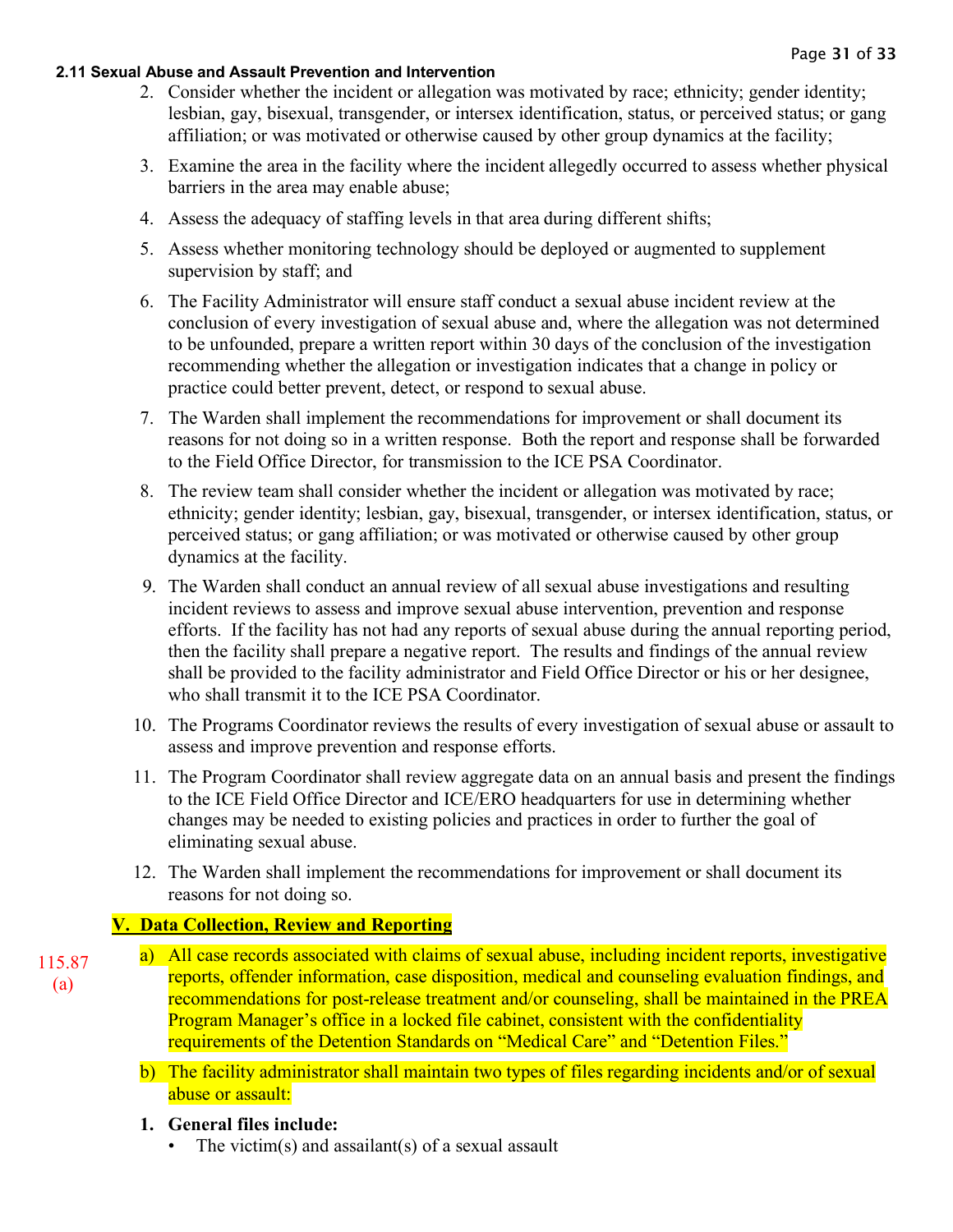**2.11 Sexual Abuse and Assault Prevention and Intervention**

2. Consider whether the incident or allegation was motivated by race; ethnicity; gender identity; lesbian, gay, bisexual, transgender, or intersex identification, status, or perceived status; or gang affiliation; or was motivated or otherwise caused by other group dynamics at the facility;
3. Examine the area in the facility where the incident allegedly occurred to assess whether physical barriers in the area may enable abuse;
4. Assess the adequacy of staffing levels in that area during different shifts;
5. Assess whether monitoring technology should be deployed or augmented to supplement supervision by staff; and
6. The Facility Administrator will ensure staff conduct a sexual abuse incident review at the conclusion of every investigation of sexual abuse and, where the allegation was not determined to be unfounded, prepare a written report within 30 days of the conclusion of the investigation recommending whether the allegation or investigation indicates that a change in policy or practice could better prevent, detect, or respond to sexual abuse.
7. The Warden shall implement the recommendations for improvement or shall document its reasons for not doing so in a written response. Both the report and response shall be forwarded to the Field Office Director, for transmission to the ICE PSA Coordinator.
8. The review team shall consider whether the incident or allegation was motivated by race; ethnicity; gender identity; lesbian, gay, bisexual, transgender, or intersex identification, status, or perceived status; or gang affiliation; or was motivated or otherwise caused by other group dynamics at the facility.
9. The Warden shall conduct an annual review of all sexual abuse investigations and resulting incident reviews to assess and improve sexual abuse intervention, prevention and response efforts. If the facility has not had any reports of sexual abuse during the annual reporting period, then the facility shall prepare a negative report. The results and findings of the annual review shall be provided to the facility administrator and Field Office Director or his or her designee, who shall transmit it to the ICE PSA Coordinator.
10. The Programs Coordinator reviews the results of every investigation of sexual abuse or assault to assess and improve prevention and response efforts.
11. The Program Coordinator shall review aggregate data on an annual basis and present the findings to the ICE Field Office Director and ICE/ERO headquarters for use in determining whether changes may be needed to existing policies and practices in order to further the goal of eliminating sexual abuse.
12. The Warden shall implement the recommendations for improvement or shall document its reasons for not doing so.

**V. Data Collection, Review and Reporting**

115.87 (a)

a) All case records associated with claims of sexual abuse, including incident reports, investigative reports, offender information, case disposition, medical and counseling evaluation findings, and recommendations for post-release treatment and/or counseling, shall be maintained in the PREA Program Manager's office in a locked file cabinet, consistent with the confidentiality requirements of the Detention Standards on "Medical Care" and "Detention Files."

b) The facility administrator shall maintain two types of files regarding incidents and/or of sexual abuse or assault:

**1. General files include:**

- The victim(s) and assailant(s) of a sexual assault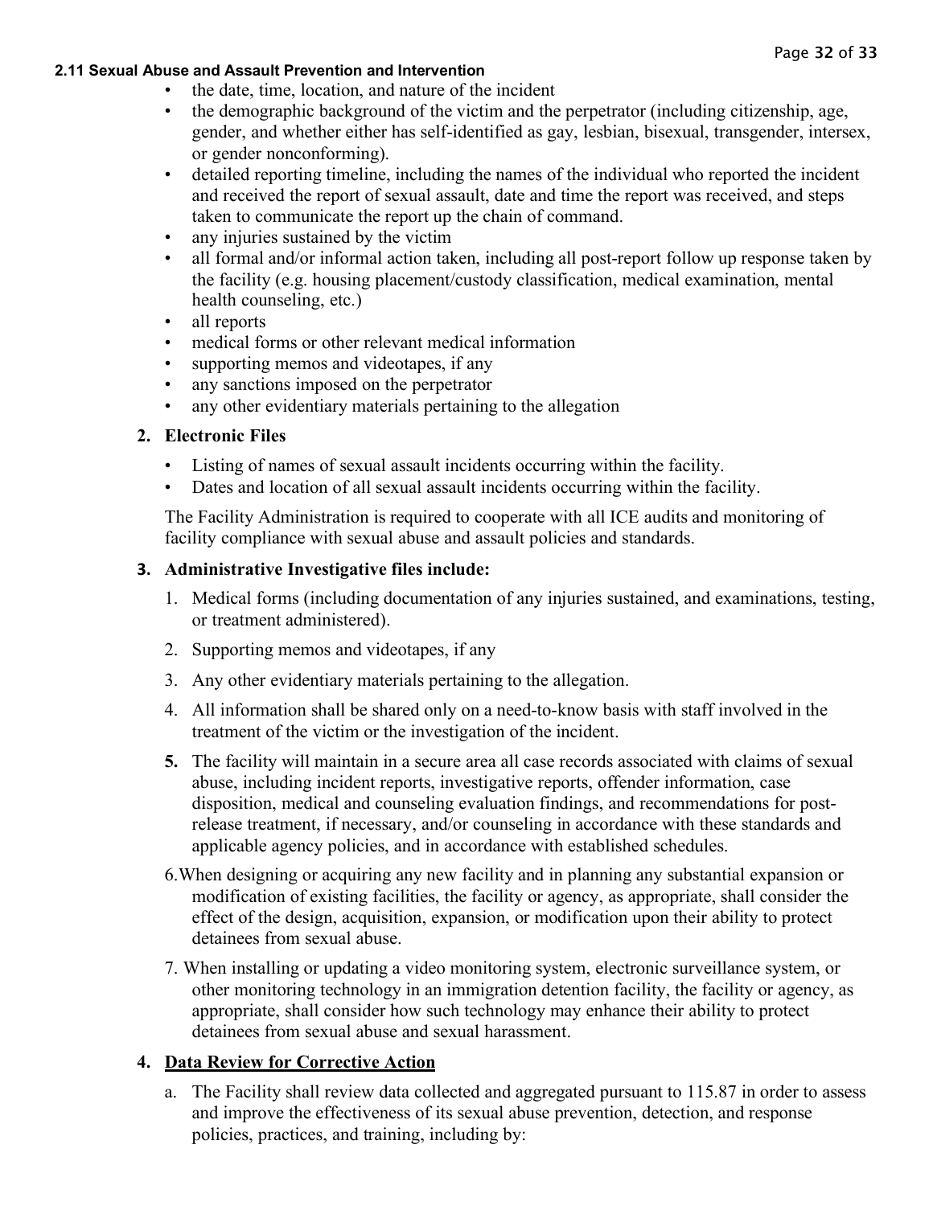#### 2.11 Sexual Abuse and Assault Prevention and Intervention

- the date, time, location, and nature of the incident
- the demographic background of the victim and the perpetrator (including citizenship, age, gender, and whether either has self-identified as gay, lesbian, bisexual, transgender, intersex, or gender nonconforming).
- detailed reporting timeline, including the names of the individual who reported the incident and received the report of sexual assault, date and time the report was received, and steps taken to communicate the report up the chain of command.
- any injuries sustained by the victim
- all formal and/or informal action taken, including all post-report follow up response taken by the facility (e.g. housing placement/custody classification, medical examination, mental health counseling, etc.)
- all reports
- medical forms or other relevant medical information
- supporting memos and videotapes, if any
- any sanctions imposed on the perpetrator
- any other evidentiary materials pertaining to the allegation

**2. Electronic Files**

- Listing of names of sexual assault incidents occurring within the facility.
- Dates and location of all sexual assault incidents occurring within the facility.

The Facility Administration is required to cooperate with all ICE audits and monitoring of facility compliance with sexual abuse and assault policies and standards.

**3. Administrative Investigative files include:**

1. Medical forms (including documentation of any injuries sustained, and examinations, testing, or treatment administered).
2. Supporting memos and videotapes, if any
3. Any other evidentiary materials pertaining to the allegation.
4. All information shall be shared only on a need-to-know basis with staff involved in the treatment of the victim or the investigation of the incident.
5. The facility will maintain in a secure area all case records associated with claims of sexual abuse, including incident reports, investigative reports, offender information, case disposition, medical and counseling evaluation findings, and recommendations for post-release treatment, if necessary, and/or counseling in accordance with these standards and applicable agency policies, and in accordance with established schedules.
6. When designing or acquiring any new facility and in planning any substantial expansion or modification of existing facilities, the facility or agency, as appropriate, shall consider the effect of the design, acquisition, expansion, or modification upon their ability to protect detainees from sexual abuse.
7. When installing or updating a video monitoring system, electronic surveillance system, or other monitoring technology in an immigration detention facility, the facility or agency, as appropriate, shall consider how such technology may enhance their ability to protect detainees from sexual abuse and sexual harassment.

**4. <u>Data Review for Corrective Action</u>**

a. The Facility shall review data collected and aggregated pursuant to 115.87 in order to assess and improve the effectiveness of its sexual abuse prevention, detection, and response policies, practices, and training, including by: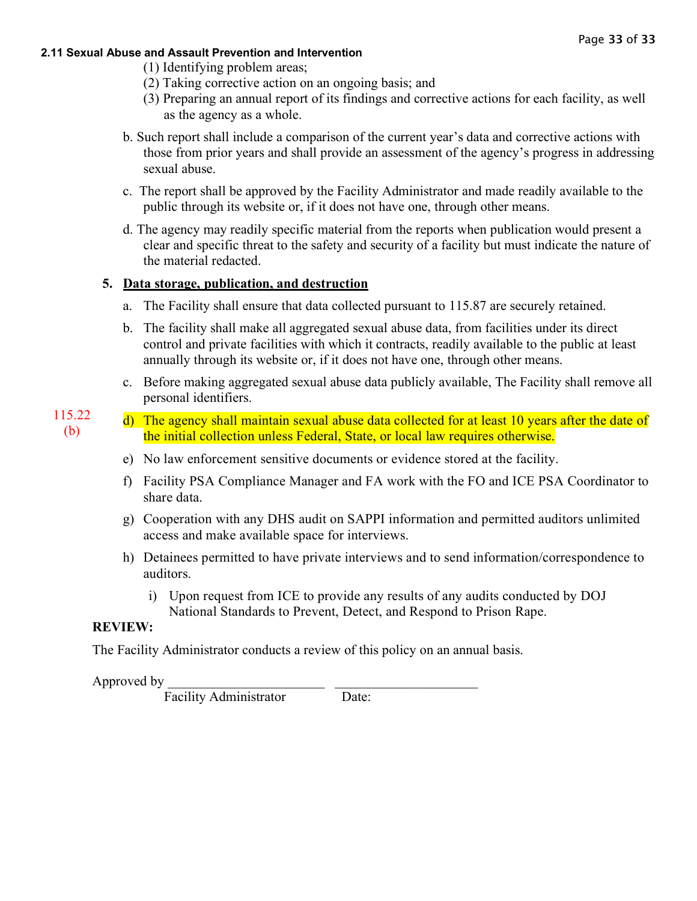**2.11 Sexual Abuse and Assault Prevention and Intervention**

(1) Identifying problem areas;
(2) Taking corrective action on an ongoing basis; and
(3) Preparing an annual report of its findings and corrective actions for each facility, as well as the agency as a whole.

b. Such report shall include a comparison of the current year's data and corrective actions with those from prior years and shall provide an assessment of the agency's progress in addressing sexual abuse.

c. The report shall be approved by the Facility Administrator and made readily available to the public through its website or, if it does not have one, through other means.

d. The agency may readily specific material from the reports when publication would present a clear and specific threat to the safety and security of a facility but must indicate the nature of the material redacted.

5. **Data storage, publication, and destruction**

a. The Facility shall ensure that data collected pursuant to 115.87 are securely retained.

b. The facility shall make all aggregated sexual abuse data, from facilities under its direct control and private facilities with which it contracts, readily available to the public at least annually through its website or, if it does not have one, through other means.

c. Before making aggregated sexual abuse data publicly available, The Facility shall remove all personal identifiers.

115.22 (b)

d) The agency shall maintain sexual abuse data collected for at least 10 years after the date of the initial collection unless Federal, State, or local law requires otherwise.

e) No law enforcement sensitive documents or evidence stored at the facility.

f) Facility PSA Compliance Manager and FA work with the FO and ICE PSA Coordinator to share data.

g) Cooperation with any DHS audit on SAPPI information and permitted auditors unlimited access and make available space for interviews.

h) Detainees permitted to have private interviews and to send information/correspondence to auditors.

i) Upon request from ICE to provide any results of any audits conducted by DOJ National Standards to Prevent, Detect, and Respond to Prison Rape.

**REVIEW:**

The Facility Administrator conducts a review of this policy on an annual basis.

Approved by ______________________ ____________________
Facility Administrator Date: